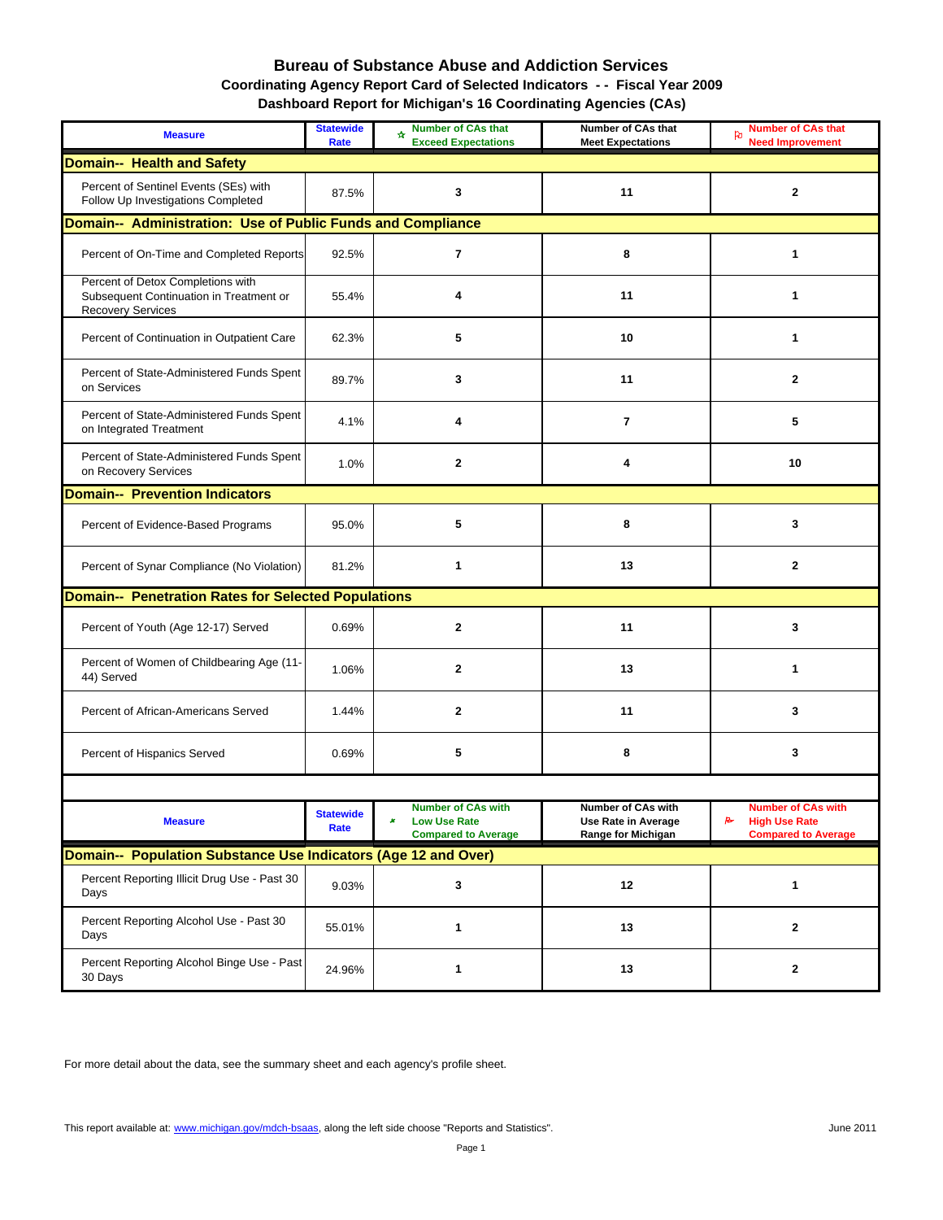# Bureau of Substance Abuse and Addiction Services

## Coordinating Agency Report Card of Selected Indicators - - Fiscal Year 2009

## Dashboard Report for Michigan's 16 Coordinating Agencies (CAs)

| Measure | Statewide Rate | Number of CAs that Exceed Expectations | Number of CAs that Meet Expectations | Number of CAs that Need Improvement |
|---|---|---|---|---|
| **Domain-- Health and Safety** | | | | |
| Percent of Sentinel Events (SEs) with Follow Up Investigations Completed | 87.5% | 3 | 11 | 2 |
| **Domain-- Administration: Use of Public Funds and Compliance** | | | | |
| Percent of On-Time and Completed Reports | 92.5% | 7 | 8 | 1 |
| Percent of Detox Completions with Subsequent Continuation in Treatment or Recovery Services | 55.4% | 4 | 11 | 1 |
| Percent of Continuation in Outpatient Care | 62.3% | 5 | 10 | 1 |
| Percent of State-Administered Funds Spent on Services | 89.7% | 3 | 11 | 2 |
| Percent of State-Administered Funds Spent on Integrated Treatment | 4.1% | 4 | 7 | 5 |
| Percent of State-Administered Funds Spent on Recovery Services | 1.0% | 2 | 4 | 10 |
| **Domain-- Prevention Indicators** | | | | |
| Percent of Evidence-Based Programs | 95.0% | 5 | 8 | 3 |
| Percent of Synar Compliance (No Violation) | 81.2% | 1 | 13 | 2 |
| **Domain-- Penetration Rates for Selected Populations** | | | | |
| Percent of Youth (Age 12-17) Served | 0.69% | 2 | 11 | 3 |
| Percent of Women of Childbearing Age (11-44) Served | 1.06% | 2 | 13 | 1 |
| Percent of African-Americans Served | 1.44% | 2 | 11 | 3 |
| Percent of Hispanics Served | 0.69% | 5 | 8 | 3 |

| Measure | Statewide Rate | Number of CAs with Low Use Rate Compared to Average | Number of CAs with Use Rate in Average Range for Michigan | Number of CAs with High Use Rate Compared to Average |
|---|---|---|---|---|
| **Domain-- Population Substance Use Indicators (Age 12 and Over)** | | | | |
| Percent Reporting Illicit Drug Use - Past 30 Days | 9.03% | 3 | 12 | 1 |
| Percent Reporting Alcohol Use - Past 30 Days | 55.01% | 1 | 13 | 2 |
| Percent Reporting Alcohol Binge Use - Past 30 Days | 24.96% | 1 | 13 | 2 |

For more detail about the data, see the summary sheet and each agency's profile sheet.

This report available at: www.michigan.gov/mdch-bsaas, along the left side choose "Reports and Statistics".

June 2011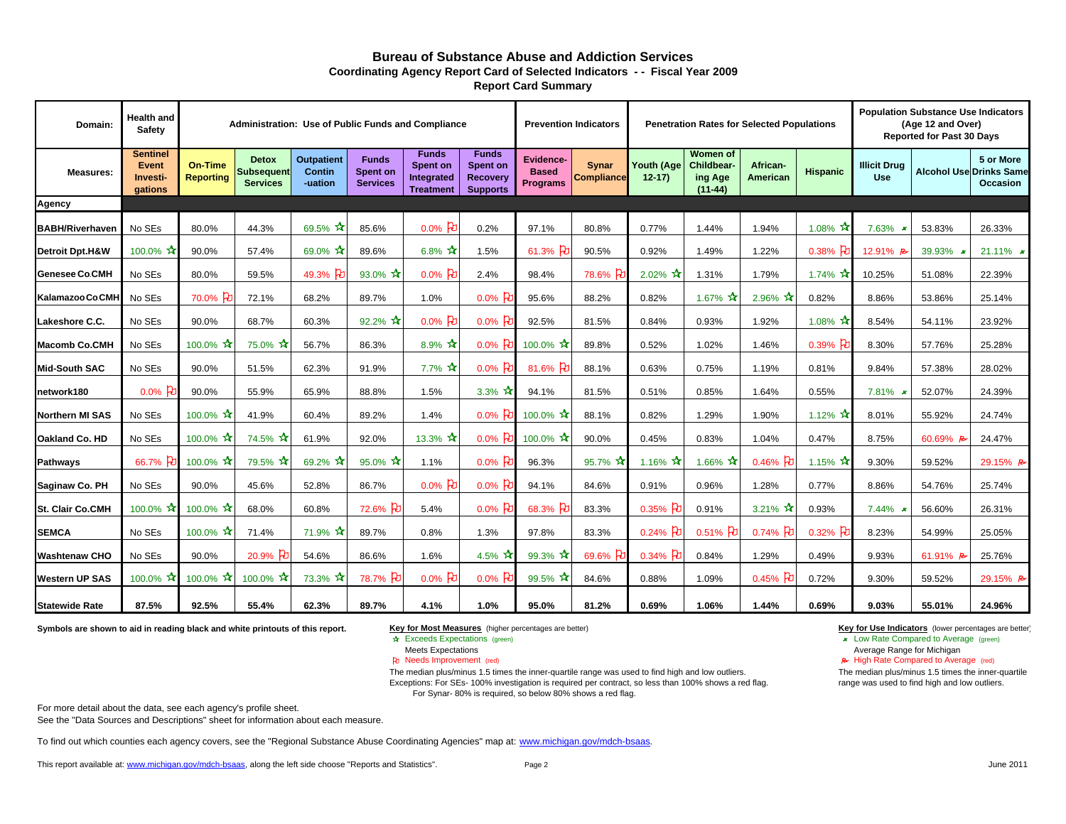# Bureau of Substance Abuse and Addiction Services

### Coordinating Agency Report Card of Selected Indicators - - Fiscal Year 2009

### Report Card Summary

| Domain: | Health and Safety | Administration: Use of Public Funds and Compliance | | | | | | Prevention Indicators | | Penetration Rates for Selected Populations | | | | Population Substance Use Indicators (Age 12 and Over) Reported for Past 30 Days | | |
|---|---|---|---|---|---|---|---|---|---|---|---|---|---|---|---|---|
| **Measures:** | **Sentinel Event Investi-gations** | **On-Time Reporting** | **Detox Subsequent Services** | **Outpatient Contin -uation** | **Funds Spent on Services** | **Funds Spent on Integrated Treatment** | **Funds Spent on Recovery Supports** | **Evidence-Based Programs** | **Synar Compliance** | **Youth (Age 12-17)** | **Women of Childbear-ing Age (11-44)** | **African-American** | **Hispanic** | **Illicit Drug Use** | **Alcohol Use** | **5 or More Drinks Same Occasion** |
| **Agency** | | | | | | | | | | | | | | | | |
| **BABH/Riverhaven** | No SEs | 80.0% | 44.3% | 69.5% ☆ | 85.6% | 0.0% ⚑ | 0.2% | 97.1% | 80.8% | 0.77% | 1.44% | 1.94% | 1.08% ☆ | 7.63% ★ | 53.83% | 26.33% |
| **Detroit Dpt.H&W** | 100.0% ☆ | 90.0% | 57.4% | 69.0% ☆ | 89.6% | 6.8% ☆ | 1.5% | 61.3% ⚑ | 90.5% | 0.92% | 1.49% | 1.22% | 0.38% ⚑ | 12.91% ⚑ | 39.93% ★ | 21.11% ★ |
| **Genesee Co.CMH** | No SEs | 80.0% | 59.5% | 49.3% ⚑ | 93.0% ☆ | 0.0% ⚑ | 2.4% | 98.4% | 78.6% ⚑ | 2.02% ☆ | 1.31% | 1.79% | 1.74% ☆ | 10.25% | 51.08% | 22.39% |
| **Kalamazoo Co CMH** | No SEs | 70.0% ⚑ | 72.1% | 68.2% | 89.7% | 1.0% | 0.0% ⚑ | 95.6% | 88.2% | 0.82% | 1.67% ☆ | 2.96% ☆ | 0.82% | 8.86% | 53.86% | 25.14% |
| **Lakeshore C.C.** | No SEs | 90.0% | 68.7% | 60.3% | 92.2% ☆ | 0.0% ⚑ | 0.0% ⚑ | 92.5% | 81.5% | 0.84% | 0.93% | 1.92% | 1.08% ☆ | 8.54% | 54.11% | 23.92% |
| **Macomb Co.CMH** | No SEs | 100.0% ☆ | 75.0% ☆ | 56.7% | 86.3% | 8.9% ☆ | 0.0% ⚑ | 100.0% ☆ | 89.8% | 0.52% | 1.02% | 1.46% | 0.39% ⚑ | 8.30% | 57.76% | 25.28% |
| **Mid-South SAC** | No SEs | 90.0% | 51.5% | 62.3% | 91.9% | 7.7% ☆ | 0.0% ⚑ | 81.6% ⚑ | 88.1% | 0.63% | 0.75% | 1.19% | 0.81% | 9.84% | 57.38% | 28.02% |
| **network180** | 0.0% ⚑ | 90.0% | 55.9% | 65.9% | 88.8% | 1.5% | 3.3% ☆ | 94.1% | 81.5% | 0.51% | 0.85% | 1.64% | 0.55% | 7.81% ★ | 52.07% | 24.39% |
| **Northern MI SAS** | No SEs | 100.0% ☆ | 41.9% | 60.4% | 89.2% | 1.4% | 0.0% ⚑ | 100.0% ☆ | 88.1% | 0.82% | 1.29% | 1.90% | 1.12% ☆ | 8.01% | 55.92% | 24.74% |
| **Oakland Co. HD** | No SEs | 100.0% ☆ | 74.5% ☆ | 61.9% | 92.0% | 13.3% ☆ | 0.0% ⚑ | 100.0% ☆ | 90.0% | 0.45% | 0.83% | 1.04% | 0.47% | 8.75% | 60.69% ⚑ | 24.47% |
| **Pathways** | 66.7% ⚑ | 100.0% ☆ | 79.5% ☆ | 69.2% ☆ | 95.0% ☆ | 1.1% | 0.0% ⚑ | 96.3% | 95.7% ☆ | 1.16% ☆ | 1.66% ☆ | 0.46% ⚑ | 1.15% ☆ | 9.30% | 59.52% | 29.15% ⚑ |
| **Saginaw Co. PH** | No SEs | 90.0% | 45.6% | 52.8% | 86.7% | 0.0% ⚑ | 0.0% ⚑ | 94.1% | 84.6% | 0.91% | 0.96% | 1.28% | 0.77% | 8.86% | 54.76% | 25.74% |
| **St. Clair Co.CMH** | 100.0% ☆ | 100.0% ☆ | 68.0% | 60.8% | 72.6% ⚑ | 5.4% | 0.0% ⚑ | 68.3% ⚑ | 83.3% | 0.35% ⚑ | 0.91% | 3.21% ☆ | 0.93% | 7.44% ★ | 56.60% | 26.31% |
| **SEMCA** | No SEs | 100.0% ☆ | 71.4% | 71.9% ☆ | 89.7% | 0.8% | 1.3% | 97.8% | 83.3% | 0.24% ⚑ | 0.51% ⚑ | 0.74% ⚑ | 0.32% ⚑ | 8.23% | 54.99% | 25.05% |
| **Washtenaw CHO** | No SEs | 90.0% | 20.9% ⚑ | 54.6% | 86.6% | 1.6% | 4.5% ☆ | 99.3% ☆ | 69.6% ⚑ | 0.34% ⚑ | 0.84% | 1.29% | 0.49% | 9.93% | 61.91% ⚑ | 25.76% |
| **Western UP SAS** | 100.0% ☆ | 100.0% ☆ | 100.0% ☆ | 73.3% ☆ | 78.7% ⚑ | 0.0% ⚑ | 0.0% ⚑ | 99.5% ☆ | 84.6% | 0.88% | 1.09% | 0.45% ⚑ | 0.72% | 9.30% | 59.52% | 29.15% ⚑ |
| **Statewide Rate** | **87.5%** | **92.5%** | **55.4%** | **62.3%** | **89.7%** | **4.1%** | **1.0%** | **95.0%** | **81.2%** | **0.69%** | **1.06%** | **1.44%** | **0.69%** | **9.03%** | **55.01%** | **24.96%** |

**Symbols are shown to aid in reading black and white printouts of this report.**

**Key for Most Measures** (higher percentages are better)
- ☆ Exceeds Expectations (green)
- Meets Expectations
- ⚑ Needs Improvement (red)

The median plus/minus 1.5 times the inner-quartile range was used to find high and low outliers.
Exceptions: For SEs- 100% investigation is required per contract, so less than 100% shows a red flag.
For Synar- 80% is required, so below 80% shows a red flag.

**Key for Use Indicators** (lower percentages are better)
- ★ Low Rate Compared to Average (green)
- Average Range for Michigan
- ⚑ High Rate Compared to Average (red)

The median plus/minus 1.5 times the inner-quartile range was used to find high and low outliers.

For more detail about the data, see each agency's profile sheet.
See the "Data Sources and Descriptions" sheet for information about each measure.

To find out which counties each agency covers, see the "Regional Substance Abuse Coordinating Agencies" map at: www.michigan.gov/mdch-bsaas.

This report available at: www.michigan.gov/mdch-bsaas, along the left side choose "Reports and Statistics".

June 2011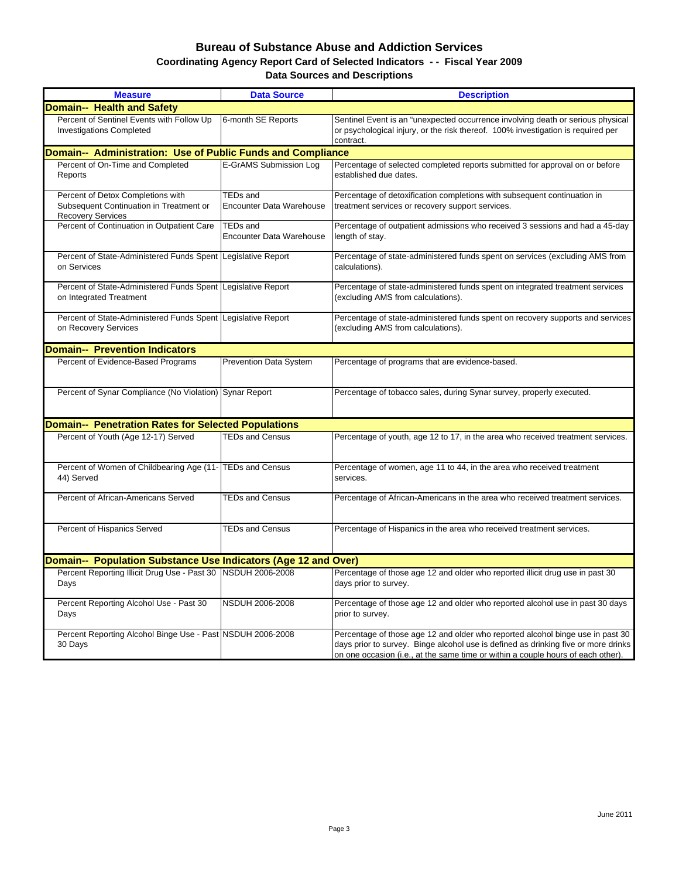# Bureau of Substance Abuse and Addiction Services

## Coordinating Agency Report Card of Selected Indicators - - Fiscal Year 2009

### Data Sources and Descriptions

| Measure | Data Source | Description |
|---|---|---|
| **Domain-- Health and Safety** | | |
| Percent of Sentinel Events with Follow Up Investigations Completed | 6-month SE Reports | Sentinel Event is an "unexpected occurrence involving death or serious physical or psychological injury, or the risk thereof. 100% investigation is required per contract. |
| **Domain-- Administration: Use of Public Funds and Compliance** | | |
| Percent of On-Time and Completed Reports | E-GrAMS Submission Log | Percentage of selected completed reports submitted for approval on or before established due dates. |
| Percent of Detox Completions with Subsequent Continuation in Treatment or Recovery Services | TEDs and Encounter Data Warehouse | Percentage of detoxification completions with subsequent continuation in treatment services or recovery support services. |
| Percent of Continuation in Outpatient Care | TEDs and Encounter Data Warehouse | Percentage of outpatient admissions who received 3 sessions and had a 45-day length of stay. |
| Percent of State-Administered Funds Spent on Services | Legislative Report | Percentage of state-administered funds spent on services (excluding AMS from calculations). |
| Percent of State-Administered Funds Spent on Integrated Treatment | Legislative Report | Percentage of state-administered funds spent on integrated treatment services (excluding AMS from calculations). |
| Percent of State-Administered Funds Spent on Recovery Services | Legislative Report | Percentage of state-administered funds spent on recovery supports and services (excluding AMS from calculations). |
| **Domain-- Prevention Indicators** | | |
| Percent of Evidence-Based Programs | Prevention Data System | Percentage of programs that are evidence-based. |
| Percent of Synar Compliance (No Violation) | Synar Report | Percentage of tobacco sales, during Synar survey, properly executed. |
| **Domain-- Penetration Rates for Selected Populations** | | |
| Percent of Youth (Age 12-17) Served | TEDs and Census | Percentage of youth, age 12 to 17, in the area who received treatment services. |
| Percent of Women of Childbearing Age (11-44) Served | TEDs and Census | Percentage of women, age 11 to 44, in the area who received treatment services. |
| Percent of African-Americans Served | TEDs and Census | Percentage of African-Americans in the area who received treatment services. |
| Percent of Hispanics Served | TEDs and Census | Percentage of Hispanics in the area who received treatment services. |
| **Domain-- Population Substance Use Indicators (Age 12 and Over)** | | |
| Percent Reporting Illicit Drug Use - Past 30 Days | NSDUH 2006-2008 | Percentage of those age 12 and older who reported illicit drug use in past 30 days prior to survey. |
| Percent Reporting Alcohol Use - Past 30 Days | NSDUH 2006-2008 | Percentage of those age 12 and older who reported alcohol use in past 30 days prior to survey. |
| Percent Reporting Alcohol Binge Use - Past 30 Days | NSDUH 2006-2008 | Percentage of those age 12 and older who reported alcohol binge use in past 30 days prior to survey. Binge alcohol use is defined as drinking five or more drinks on one occasion (i.e., at the same time or within a couple hours of each other). |

June 2011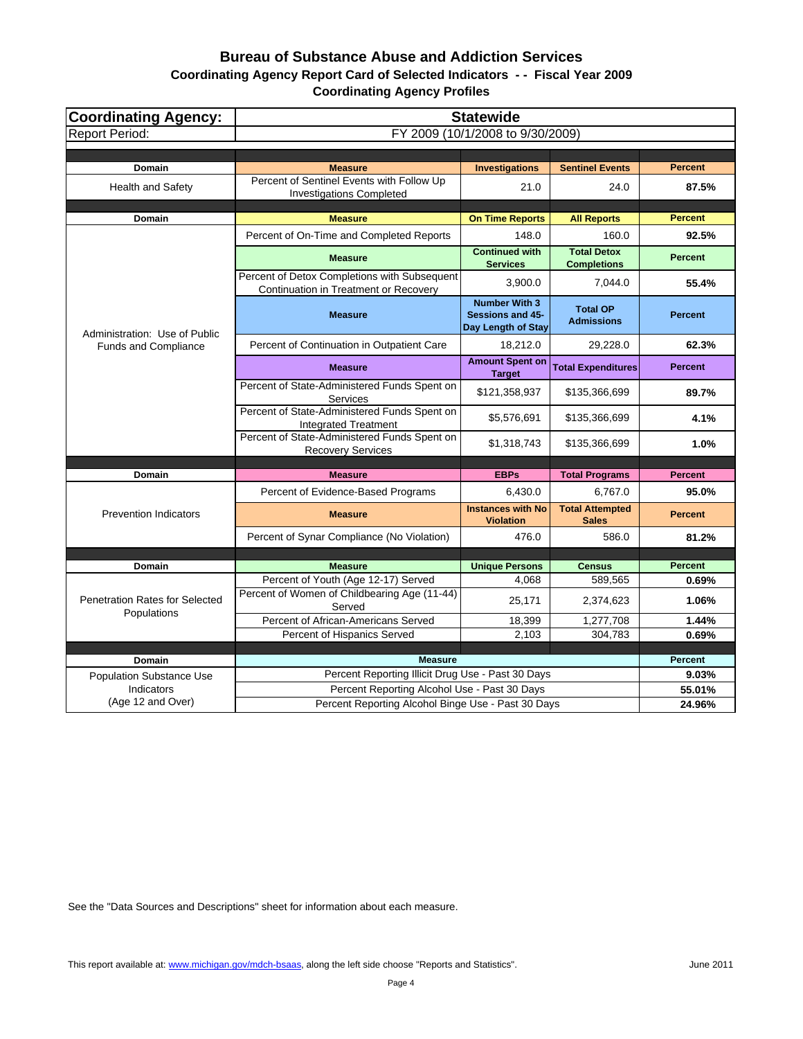# Bureau of Substance Abuse and Addiction Services

## Coordinating Agency Report Card of Selected Indicators - - Fiscal Year 2009

## Coordinating Agency Profiles

| Coordinating Agency: | Statewide | | | |
|---|---|---|---|---|
| Report Period: | FY 2009 (10/1/2008 to 9/30/2009) | | | |
| **Domain** | **Measure** | **Investigations** | **Sentinel Events** | **Percent** |
| Health and Safety | Percent of Sentinel Events with Follow Up Investigations Completed | 21.0 | 24.0 | **87.5%** |
| **Domain** | **Measure** | **On Time Reports** | **All Reports** | **Percent** |
| Administration: Use of Public Funds and Compliance | Percent of On-Time and Completed Reports | 148.0 | 160.0 | **92.5%** |
| | **Measure** | **Continued with Services** | **Total Detox Completions** | **Percent** |
| | Percent of Detox Completions with Subsequent Continuation in Treatment or Recovery | 3,900.0 | 7,044.0 | **55.4%** |
| | **Measure** | **Number With 3 Sessions and 45-Day Length of Stay** | **Total OP Admissions** | **Percent** |
| | Percent of Continuation in Outpatient Care | 18,212.0 | 29,228.0 | **62.3%** |
| | **Measure** | **Amount Spent on Target** | **Total Expenditures** | **Percent** |
| | Percent of State-Administered Funds Spent on Services | $121,358,937 | $135,366,699 | **89.7%** |
| | Percent of State-Administered Funds Spent on Integrated Treatment | $5,576,691 | $135,366,699 | **4.1%** |
| | Percent of State-Administered Funds Spent on Recovery Services | $1,318,743 | $135,366,699 | **1.0%** |
| **Domain** | **Measure** | **EBPs** | **Total Programs** | **Percent** |
| Prevention Indicators | Percent of Evidence-Based Programs | 6,430.0 | 6,767.0 | **95.0%** |
| | **Measure** | **Instances with No Violation** | **Total Attempted Sales** | **Percent** |
| | Percent of Synar Compliance (No Violation) | 476.0 | 586.0 | **81.2%** |
| **Domain** | **Measure** | **Unique Persons** | **Census** | **Percent** |
| Penetration Rates for Selected Populations | Percent of Youth (Age 12-17) Served | 4,068 | 589,565 | **0.69%** |
| | Percent of Women of Childbearing Age (11-44) Served | 25,171 | 2,374,623 | **1.06%** |
| | Percent of African-Americans Served | 18,399 | 1,277,708 | **1.44%** |
| | Percent of Hispanics Served | 2,103 | 304,783 | **0.69%** |
| **Domain** | **Measure** | | | **Percent** |
| Population Substance Use Indicators (Age 12 and Over) | Percent Reporting Illicit Drug Use - Past 30 Days | | | **9.03%** |
| | Percent Reporting Alcohol Use - Past 30 Days | | | **55.01%** |
| | Percent Reporting Alcohol Binge Use - Past 30 Days | | | **24.96%** |

See the "Data Sources and Descriptions" sheet for information about each measure.

This report available at: www.michigan.gov/mdch-bsaas, along the left side choose "Reports and Statistics".

June 2011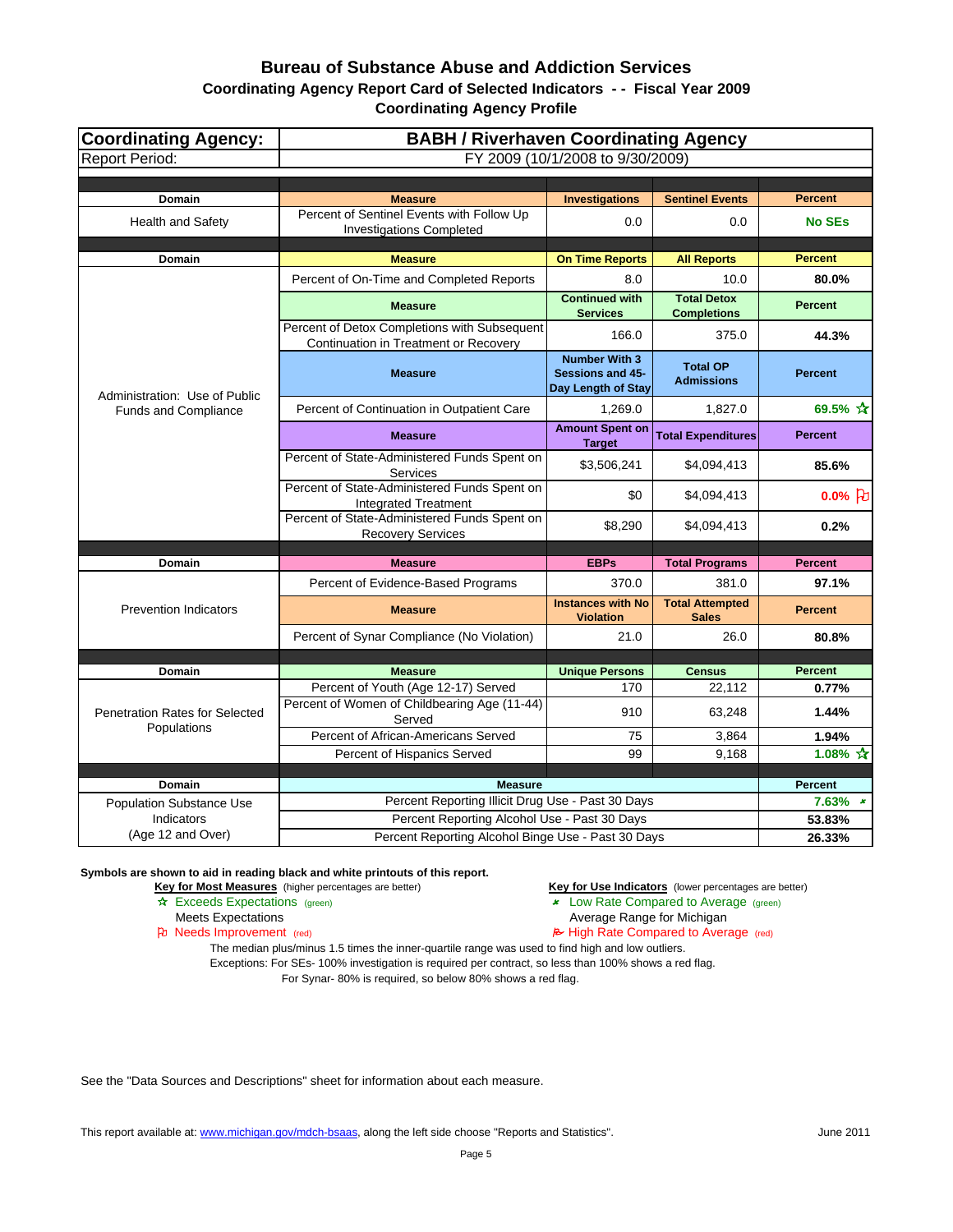# Bureau of Substance Abuse and Addiction Services

## Coordinating Agency Report Card of Selected Indicators - - Fiscal Year 2009

### Coordinating Agency Profile

| Coordinating Agency: | BABH / Riverhaven Coordinating Agency | | | |
|---|---|---|---|---|
| Report Period: | FY 2009 (10/1/2008 to 9/30/2009) | | | |
| **Domain** | **Measure** | **Investigations** | **Sentinel Events** | **Percent** |
| Health and Safety | Percent of Sentinel Events with Follow Up Investigations Completed | 0.0 | 0.0 | **No SEs** |
| **Domain** | **Measure** | **On Time Reports** | **All Reports** | **Percent** |
| Administration: Use of Public Funds and Compliance | Percent of On-Time and Completed Reports | 8.0 | 10.0 | **80.0%** |
| | **Measure** | **Continued with Services** | **Total Detox Completions** | **Percent** |
| | Percent of Detox Completions with Subsequent Continuation in Treatment or Recovery | 166.0 | 375.0 | **44.3%** |
| | **Measure** | **Number With 3 Sessions and 45-Day Length of Stay** | **Total OP Admissions** | **Percent** |
| | Percent of Continuation in Outpatient Care | 1,269.0 | 1,827.0 | **69.5%** ☆ |
| | **Measure** | **Amount Spent on Target** | **Total Expenditures** | **Percent** |
| | Percent of State-Administered Funds Spent on Services | $3,506,241 | $4,094,413 | **85.6%** |
| | Percent of State-Administered Funds Spent on Integrated Treatment | $0 | $4,094,413 | **0.0%** ⚐ |
| | Percent of State-Administered Funds Spent on Recovery Services | $8,290 | $4,094,413 | **0.2%** |
| **Domain** | **Measure** | **EBPs** | **Total Programs** | **Percent** |
| Prevention Indicators | Percent of Evidence-Based Programs | 370.0 | 381.0 | **97.1%** |
| | **Measure** | **Instances with No Violation** | **Total Attempted Sales** | **Percent** |
| | Percent of Synar Compliance (No Violation) | 21.0 | 26.0 | **80.8%** |
| **Domain** | **Measure** | **Unique Persons** | **Census** | **Percent** |
| Penetration Rates for Selected Populations | Percent of Youth (Age 12-17) Served | 170 | 22,112 | **0.77%** |
| | Percent of Women of Childbearing Age (11-44) Served | 910 | 63,248 | **1.44%** |
| | Percent of African-Americans Served | 75 | 3,864 | **1.94%** |
| | Percent of Hispanics Served | 99 | 9,168 | **1.08%** ☆ |
| **Domain** | **Measure** | | | **Percent** |
| Population Substance Use Indicators (Age 12 and Over) | Percent Reporting Illicit Drug Use - Past 30 Days | | | **7.63%** (low) |
| | Percent Reporting Alcohol Use - Past 30 Days | | | **53.83%** |
| | Percent Reporting Alcohol Binge Use - Past 30 Days | | | **26.33%** |

**Symbols are shown to aid in reading black and white printouts of this report.**

**Key for Most Measures** (higher percentages are better)
- ☆ Exceeds Expectations (green)
- Meets Expectations
- ⚐ Needs Improvement (red)

**Key for Use Indicators** (lower percentages are better)
- Low Rate Compared to Average (green)
- Average Range for Michigan
- High Rate Compared to Average (red)

The median plus/minus 1.5 times the inner-quartile range was used to find high and low outliers.
Exceptions: For SEs- 100% investigation is required per contract, so less than 100% shows a red flag.
For Synar- 80% is required, so below 80% shows a red flag.

See the "Data Sources and Descriptions" sheet for information about each measure.

This report available at: www.michigan.gov/mdch-bsaas, along the left side choose "Reports and Statistics".

June 2011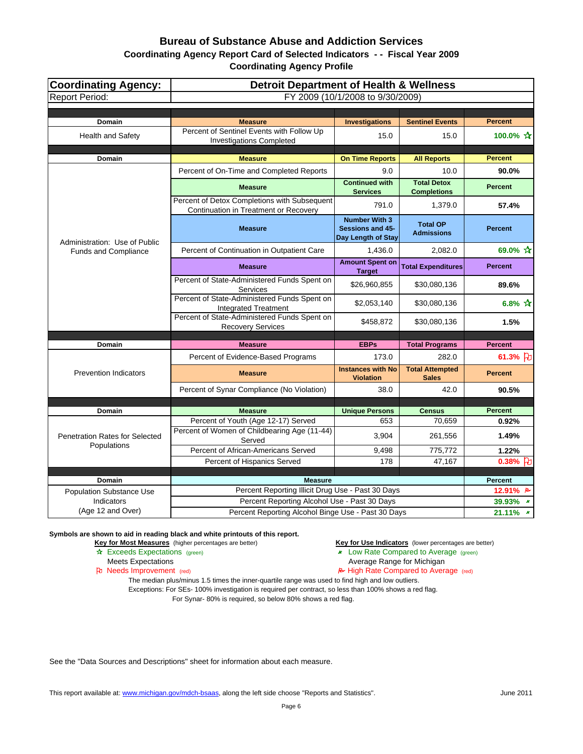# Bureau of Substance Abuse and Addiction Services

## Coordinating Agency Report Card of Selected Indicators - - Fiscal Year 2009

### Coordinating Agency Profile

| Coordinating Agency: | Detroit Department of Health & Wellness | | | |
|---|---|---|---|---|
| Report Period: | FY 2009 (10/1/2008 to 9/30/2009) | | | |

| Domain | Measure | Investigations | Sentinel Events | Percent |
|---|---|---|---|---|
| Health and Safety | Percent of Sentinel Events with Follow Up Investigations Completed | 15.0 | 15.0 | 100.0% ☆ |

| Domain | Measure | On Time Reports | All Reports | Percent |
|---|---|---|---|---|
| Administration: Use of Public Funds and Compliance | Percent of On-Time and Completed Reports | 9.0 | 10.0 | 90.0% |
| | **Measure** | **Continued with Services** | **Total Detox Completions** | **Percent** |
| | Percent of Detox Completions with Subsequent Continuation in Treatment or Recovery | 791.0 | 1,379.0 | 57.4% |
| | **Measure** | **Number With 3 Sessions and 45-Day Length of Stay** | **Total OP Admissions** | **Percent** |
| | Percent of Continuation in Outpatient Care | 1,436.0 | 2,082.0 | 69.0% ☆ |
| | **Measure** | **Amount Spent on Target** | **Total Expenditures** | **Percent** |
| | Percent of State-Administered Funds Spent on Services | $26,960,855 | $30,080,136 | 89.6% |
| | Percent of State-Administered Funds Spent on Integrated Treatment | $2,053,140 | $30,080,136 | 6.8% ☆ |
| | Percent of State-Administered Funds Spent on Recovery Services | $458,872 | $30,080,136 | 1.5% |

| Domain | Measure | EBPs | Total Programs | Percent |
|---|---|---|---|---|
| Prevention Indicators | Percent of Evidence-Based Programs | 173.0 | 282.0 | 61.3% ⚐ |
| | **Measure** | **Instances with No Violation** | **Total Attempted Sales** | **Percent** |
| | Percent of Synar Compliance (No Violation) | 38.0 | 42.0 | 90.5% |

| Domain | Measure | Unique Persons | Census | Percent |
|---|---|---|---|---|
| Penetration Rates for Selected Populations | Percent of Youth (Age 12-17) Served | 653 | 70,659 | 0.92% |
| | Percent of Women of Childbearing Age (11-44) Served | 3,904 | 261,556 | 1.49% |
| | Percent of African-Americans Served | 9,498 | 775,772 | 1.22% |
| | Percent of Hispanics Served | 178 | 47,167 | 0.38% ⚐ |

| Domain | Measure | Percent |
|---|---|---|
| Population Substance Use Indicators (Age 12 and Over) | Percent Reporting Illicit Drug Use - Past 30 Days | 12.91% (High Rate) |
| | Percent Reporting Alcohol Use - Past 30 Days | 39.93% (Low Rate) |
| | Percent Reporting Alcohol Binge Use - Past 30 Days | 21.11% (Low Rate) |

**Symbols are shown to aid in reading black and white printouts of this report.**

**Key for Most Measures** (higher percentages are better)
- ☆ Exceeds Expectations (green)
- Meets Expectations
- ⚐ Needs Improvement (red)

**Key for Use Indicators** (lower percentages are better)
- Low Rate Compared to Average (green)
- Average Range for Michigan
- High Rate Compared to Average (red)

The median plus/minus 1.5 times the inner-quartile range was used to find high and low outliers.
Exceptions: For SEs- 100% investigation is required per contract, so less than 100% shows a red flag.
For Synar- 80% is required, so below 80% shows a red flag.

See the "Data Sources and Descriptions" sheet for information about each measure.

This report available at: www.michigan.gov/mdch-bsaas, along the left side choose "Reports and Statistics".

June 2011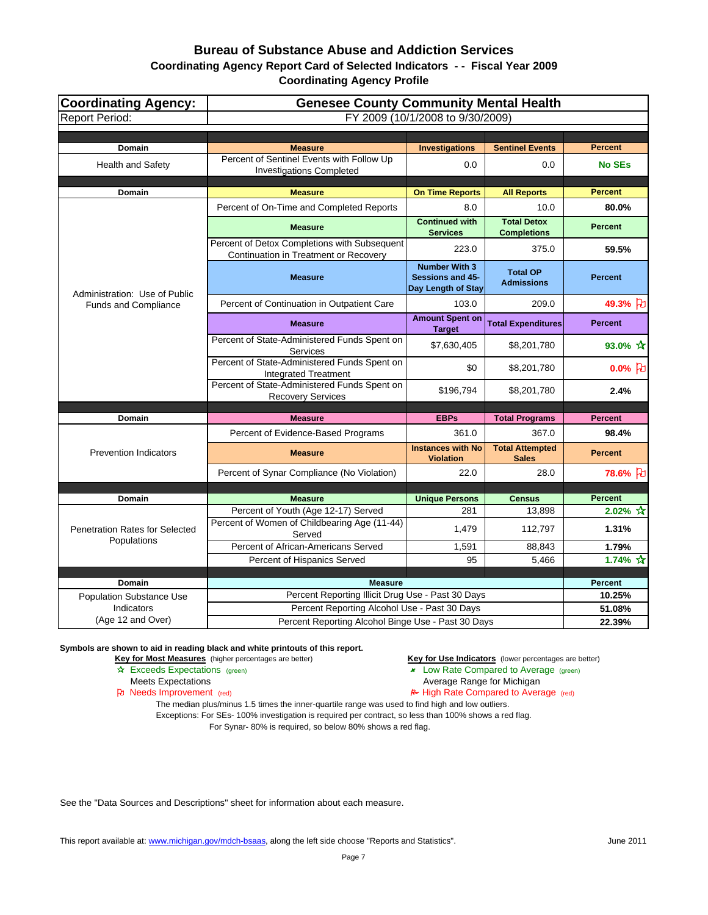# Bureau of Substance Abuse and Addiction Services

## Coordinating Agency Report Card of Selected Indicators - - Fiscal Year 2009

### Coordinating Agency Profile

| Coordinating Agency: | Genesee County Community Mental Health | | | |
|---|---|---|---|---|
| Report Period: | FY 2009 (10/1/2008 to 9/30/2009) | | | |

| Domain | Measure | Investigations | Sentinel Events | Percent |
|---|---|---|---|---|
| Health and Safety | Percent of Sentinel Events with Follow Up Investigations Completed | 0.0 | 0.0 | No SEs |

| Domain | Measure | On Time Reports | All Reports | Percent |
|---|---|---|---|---|
| Administration: Use of Public Funds and Compliance | Percent of On-Time and Completed Reports | 8.0 | 10.0 | 80.0% |
| | **Measure** | **Continued with Services** | **Total Detox Completions** | **Percent** |
| | Percent of Detox Completions with Subsequent Continuation in Treatment or Recovery | 223.0 | 375.0 | 59.5% |
| | **Measure** | **Number With 3 Sessions and 45-Day Length of Stay** | **Total OP Admissions** | **Percent** |
| | Percent of Continuation in Outpatient Care | 103.0 | 209.0 | 49.3% ⚐ |
| | **Measure** | **Amount Spent on Target** | **Total Expenditures** | **Percent** |
| | Percent of State-Administered Funds Spent on Services | $7,630,405 | $8,201,780 | 93.0% ☆ |
| | Percent of State-Administered Funds Spent on Integrated Treatment | $0 | $8,201,780 | 0.0% ⚐ |
| | Percent of State-Administered Funds Spent on Recovery Services | $196,794 | $8,201,780 | 2.4% |

| Domain | Measure | EBPs | Total Programs | Percent |
|---|---|---|---|---|
| Prevention Indicators | Percent of Evidence-Based Programs | 361.0 | 367.0 | 98.4% |
| | **Measure** | **Instances with No Violation** | **Total Attempted Sales** | **Percent** |
| | Percent of Synar Compliance (No Violation) | 22.0 | 28.0 | 78.6% ⚐ |

| Domain | Measure | Unique Persons | Census | Percent |
|---|---|---|---|---|
| Penetration Rates for Selected Populations | Percent of Youth (Age 12-17) Served | 281 | 13,898 | 2.02% ☆ |
| | Percent of Women of Childbearing Age (11-44) Served | 1,479 | 112,797 | 1.31% |
| | Percent of African-Americans Served | 1,591 | 88,843 | 1.79% |
| | Percent of Hispanics Served | 95 | 5,466 | 1.74% ☆ |

| Domain | Measure | Percent |
|---|---|---|
| Population Substance Use Indicators (Age 12 and Over) | Percent Reporting Illicit Drug Use - Past 30 Days | 10.25% |
| | Percent Reporting Alcohol Use - Past 30 Days | 51.08% |
| | Percent Reporting Alcohol Binge Use - Past 30 Days | 22.39% |

**Symbols are shown to aid in reading black and white printouts of this report.**

**Key for Most Measures** (higher percentages are better)
- ☆ Exceeds Expectations (green)
- Meets Expectations
- ⚐ Needs Improvement (red)

**Key for Use Indicators** (lower percentages are better)
- Low Rate Compared to Average (green)
- Average Range for Michigan
- High Rate Compared to Average (red)

The median plus/minus 1.5 times the inner-quartile range was used to find high and low outliers.
Exceptions: For SEs- 100% investigation is required per contract, so less than 100% shows a red flag.
For Synar- 80% is required, so below 80% shows a red flag.

See the "Data Sources and Descriptions" sheet for information about each measure.

This report available at: www.michigan.gov/mdch-bsaas, along the left side choose "Reports and Statistics".

June 2011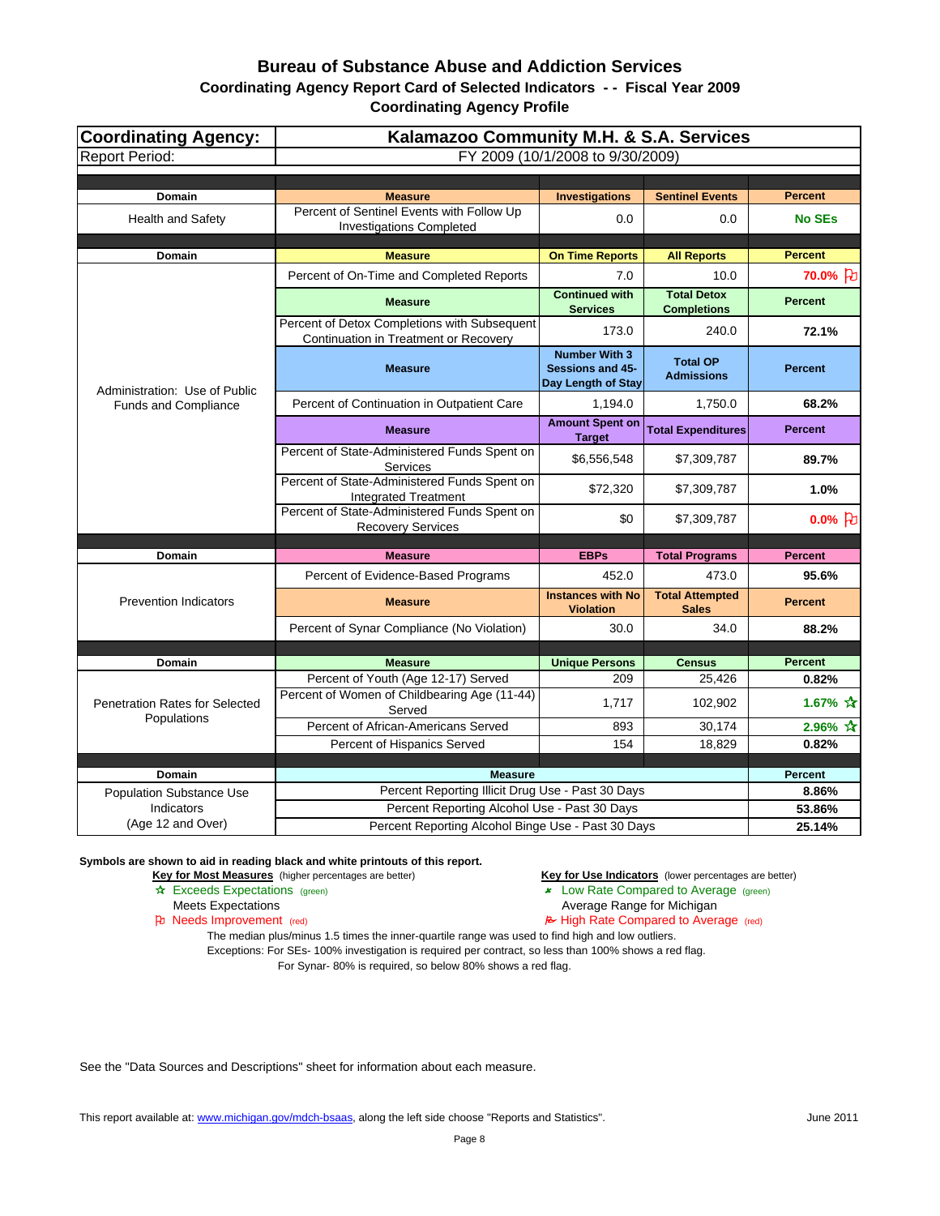# Bureau of Substance Abuse and Addiction Services

## Coordinating Agency Report Card of Selected Indicators - - Fiscal Year 2009

### Coordinating Agency Profile

| Coordinating Agency: | Kalamazoo Community M.H. & S.A. Services | | | |
|---|---|---|---|---|
| Report Period: | FY 2009 (10/1/2008 to 9/30/2009) | | | |
| **Domain** | **Measure** | **Investigations** | **Sentinel Events** | **Percent** |
| Health and Safety | Percent of Sentinel Events with Follow Up Investigations Completed | 0.0 | 0.0 | **No SEs** |
| **Domain** | **Measure** | **On Time Reports** | **All Reports** | **Percent** |
| Administration: Use of Public Funds and Compliance | Percent of On-Time and Completed Reports | 7.0 | 10.0 | **70.0%** ⚐ |
| | **Measure** | **Continued with Services** | **Total Detox Completions** | **Percent** |
| | Percent of Detox Completions with Subsequent Continuation in Treatment or Recovery | 173.0 | 240.0 | **72.1%** |
| | **Measure** | **Number With 3 Sessions and 45-Day Length of Stay** | **Total OP Admissions** | **Percent** |
| | Percent of Continuation in Outpatient Care | 1,194.0 | 1,750.0 | **68.2%** |
| | **Measure** | **Amount Spent on Target** | **Total Expenditures** | **Percent** |
| | Percent of State-Administered Funds Spent on Services | $6,556,548 | $7,309,787 | **89.7%** |
| | Percent of State-Administered Funds Spent on Integrated Treatment | $72,320 | $7,309,787 | **1.0%** |
| | Percent of State-Administered Funds Spent on Recovery Services | $0 | $7,309,787 | **0.0%** ⚐ |
| **Domain** | **Measure** | **EBPs** | **Total Programs** | **Percent** |
| Prevention Indicators | Percent of Evidence-Based Programs | 452.0 | 473.0 | **95.6%** |
| | **Measure** | **Instances with No Violation** | **Total Attempted Sales** | **Percent** |
| | Percent of Synar Compliance (No Violation) | 30.0 | 34.0 | **88.2%** |
| **Domain** | **Measure** | **Unique Persons** | **Census** | **Percent** |
| Penetration Rates for Selected Populations | Percent of Youth (Age 12-17) Served | 209 | 25,426 | **0.82%** |
| | Percent of Women of Childbearing Age (11-44) Served | 1,717 | 102,902 | **1.67%** ☆ |
| | Percent of African-Americans Served | 893 | 30,174 | **2.96%** ☆ |
| | Percent of Hispanics Served | 154 | 18,829 | **0.82%** |
| **Domain** | **Measure** | | | **Percent** |
| Population Substance Use Indicators (Age 12 and Over) | Percent Reporting Illicit Drug Use - Past 30 Days | | | **8.86%** |
| | Percent Reporting Alcohol Use - Past 30 Days | | | **53.86%** |
| | Percent Reporting Alcohol Binge Use - Past 30 Days | | | **25.14%** |

**Symbols are shown to aid in reading black and white printouts of this report.**

**Key for Most Measures** (higher percentages are better)
- ☆ Exceeds Expectations (green)
- Meets Expectations
- ⚐ Needs Improvement (red)

**Key for Use Indicators** (lower percentages are better)
- Low Rate Compared to Average (green)
- Average Range for Michigan
- High Rate Compared to Average (red)

The median plus/minus 1.5 times the inner-quartile range was used to find high and low outliers.
Exceptions: For SEs- 100% investigation is required per contract, so less than 100% shows a red flag.
For Synar- 80% is required, so below 80% shows a red flag.

See the "Data Sources and Descriptions" sheet for information about each measure.

This report available at: www.michigan.gov/mdch-bsaas, along the left side choose "Reports and Statistics".

June 2011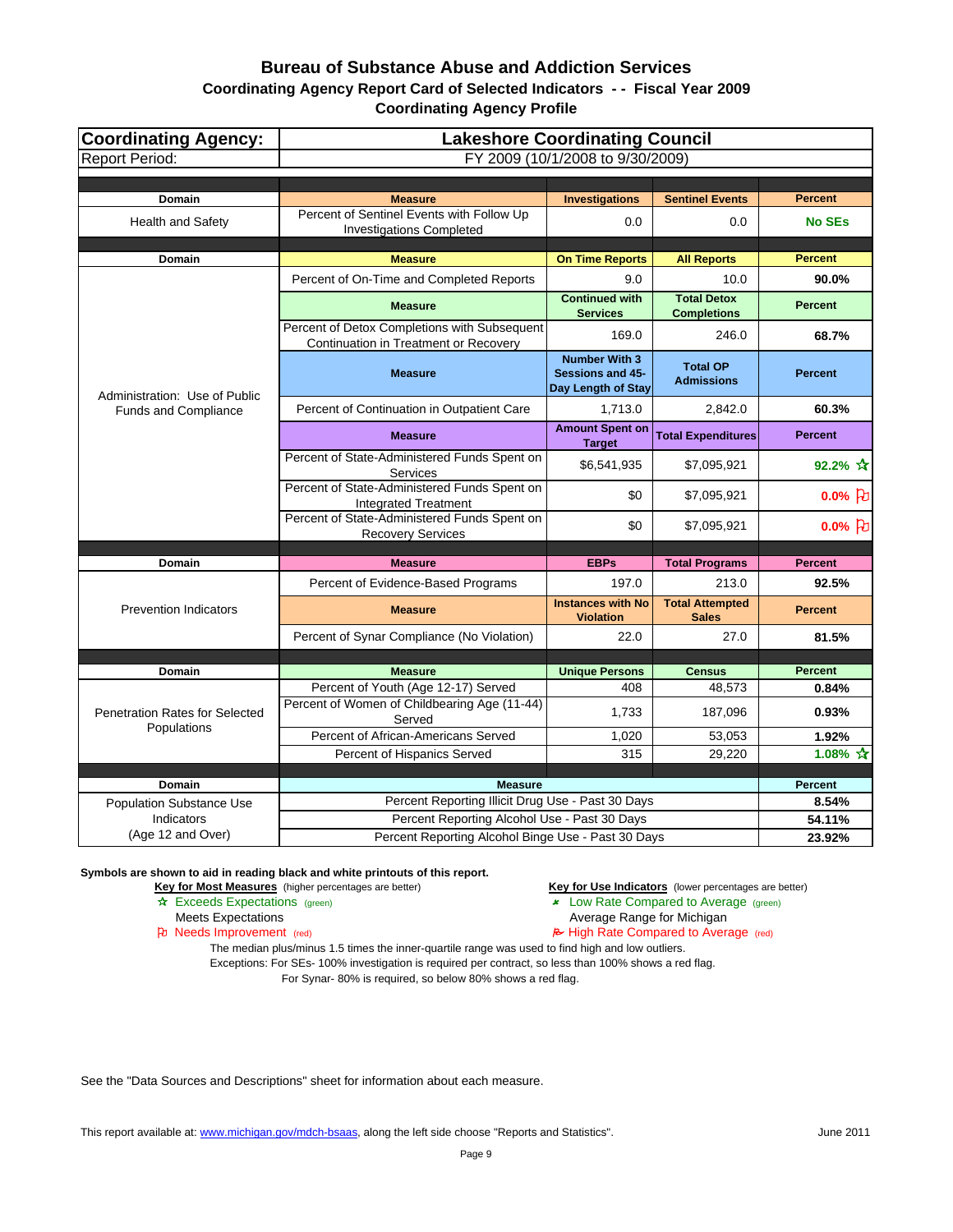# Bureau of Substance Abuse and Addiction Services

## Coordinating Agency Report Card of Selected Indicators - - Fiscal Year 2009

## Coordinating Agency Profile

| Coordinating Agency: | Lakeshore Coordinating Council | | | |
|---|---|---|---|---|
| Report Period: | FY 2009 (10/1/2008 to 9/30/2009) | | | |
| **Domain** | **Measure** | **Investigations** | **Sentinel Events** | **Percent** |
| Health and Safety | Percent of Sentinel Events with Follow Up Investigations Completed | 0.0 | 0.0 | **No SEs** |
| **Domain** | **Measure** | **On Time Reports** | **All Reports** | **Percent** |
| Administration: Use of Public Funds and Compliance | Percent of On-Time and Completed Reports | 9.0 | 10.0 | **90.0%** |
| | **Measure** | **Continued with Services** | **Total Detox Completions** | **Percent** |
| | Percent of Detox Completions with Subsequent Continuation in Treatment or Recovery | 169.0 | 246.0 | **68.7%** |
| | **Measure** | **Number With 3 Sessions and 45-Day Length of Stay** | **Total OP Admissions** | **Percent** |
| | Percent of Continuation in Outpatient Care | 1,713.0 | 2,842.0 | **60.3%** |
| | **Measure** | **Amount Spent on Target** | **Total Expenditures** | **Percent** |
| | Percent of State-Administered Funds Spent on Services | $6,541,935 | $7,095,921 | **92.2%** ☆ |
| | Percent of State-Administered Funds Spent on Integrated Treatment | $0 | $7,095,921 | **0.0%** ⚐ |
| | Percent of State-Administered Funds Spent on Recovery Services | $0 | $7,095,921 | **0.0%** ⚐ |
| **Domain** | **Measure** | **EBPs** | **Total Programs** | **Percent** |
| Prevention Indicators | Percent of Evidence-Based Programs | 197.0 | 213.0 | **92.5%** |
| | **Measure** | **Instances with No Violation** | **Total Attempted Sales** | **Percent** |
| | Percent of Synar Compliance (No Violation) | 22.0 | 27.0 | **81.5%** |
| **Domain** | **Measure** | **Unique Persons** | **Census** | **Percent** |
| Penetration Rates for Selected Populations | Percent of Youth (Age 12-17) Served | 408 | 48,573 | **0.84%** |
| | Percent of Women of Childbearing Age (11-44) Served | 1,733 | 187,096 | **0.93%** |
| | Percent of African-Americans Served | 1,020 | 53,053 | **1.92%** |
| | Percent of Hispanics Served | 315 | 29,220 | **1.08%** ☆ |
| **Domain** | **Measure** | | | **Percent** |
| Population Substance Use Indicators (Age 12 and Over) | Percent Reporting Illicit Drug Use - Past 30 Days | | | **8.54%** |
| | Percent Reporting Alcohol Use - Past 30 Days | | | **54.11%** |
| | Percent Reporting Alcohol Binge Use - Past 30 Days | | | **23.92%** |

**Symbols are shown to aid in reading black and white printouts of this report.**

**Key for Most Measures** (higher percentages are better)
- ☆ Exceeds Expectations (green)
- Meets Expectations
- ⚐ Needs Improvement (red)

**Key for Use Indicators** (lower percentages are better)
- Low Rate Compared to Average (green)
- Average Range for Michigan
- High Rate Compared to Average (red)

The median plus/minus 1.5 times the inner-quartile range was used to find high and low outliers.
Exceptions: For SEs- 100% investigation is required per contract, so less than 100% shows a red flag.
For Synar- 80% is required, so below 80% shows a red flag.

See the "Data Sources and Descriptions" sheet for information about each measure.

This report available at: www.michigan.gov/mdch-bsaas, along the left side choose "Reports and Statistics".

June 2011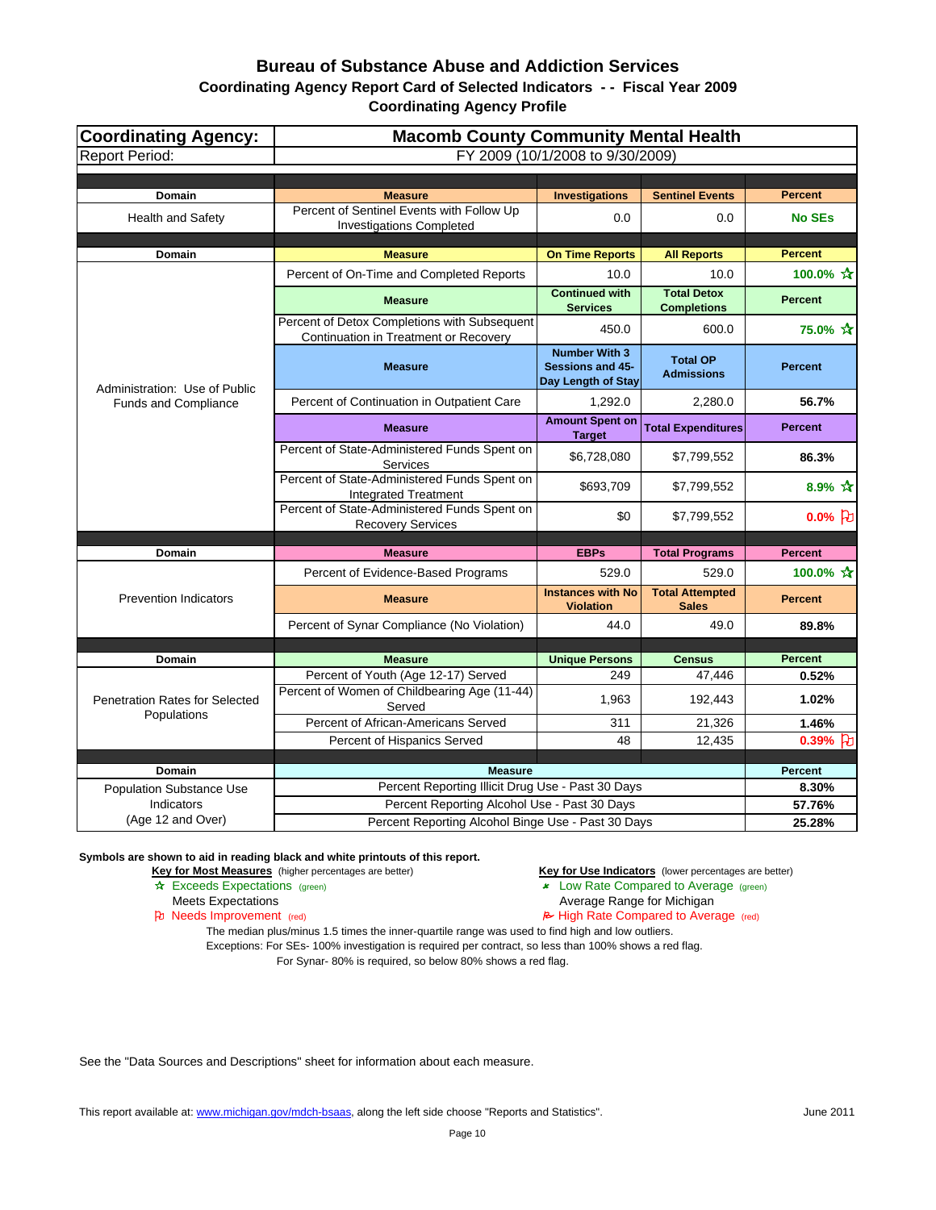# Bureau of Substance Abuse and Addiction Services

## Coordinating Agency Report Card of Selected Indicators - - Fiscal Year 2009

## Coordinating Agency Profile

| Coordinating Agency: | Macomb County Community Mental Health | | | |
|---|---|---|---|---|
| Report Period: | FY 2009 (10/1/2008 to 9/30/2009) | | | |

| Domain | Measure | Investigations | Sentinel Events | Percent |
|---|---|---|---|---|
| Health and Safety | Percent of Sentinel Events with Follow Up Investigations Completed | 0.0 | 0.0 | No SEs |

| Domain | Measure | On Time Reports | All Reports | Percent |
|---|---|---|---|---|
| Administration: Use of Public Funds and Compliance | Percent of On-Time and Completed Reports | 10.0 | 10.0 | 100.0% ☆ |
| | **Measure** | **Continued with Services** | **Total Detox Completions** | **Percent** |
| | Percent of Detox Completions with Subsequent Continuation in Treatment or Recovery | 450.0 | 600.0 | 75.0% ☆ |
| | **Measure** | **Number With 3 Sessions and 45-Day Length of Stay** | **Total OP Admissions** | **Percent** |
| | Percent of Continuation in Outpatient Care | 1,292.0 | 2,280.0 | 56.7% |
| | **Measure** | **Amount Spent on Target** | **Total Expenditures** | **Percent** |
| | Percent of State-Administered Funds Spent on Services | $6,728,080 | $7,799,552 | 86.3% |
| | Percent of State-Administered Funds Spent on Integrated Treatment | $693,709 | $7,799,552 | 8.9% ☆ |
| | Percent of State-Administered Funds Spent on Recovery Services | $0 | $7,799,552 | 0.0% ⚐ |

| Domain | Measure | EBPs | Total Programs | Percent |
|---|---|---|---|---|
| Prevention Indicators | Percent of Evidence-Based Programs | 529.0 | 529.0 | 100.0% ☆ |
| | **Measure** | **Instances with No Violation** | **Total Attempted Sales** | **Percent** |
| | Percent of Synar Compliance (No Violation) | 44.0 | 49.0 | 89.8% |

| Domain | Measure | Unique Persons | Census | Percent |
|---|---|---|---|---|
| Penetration Rates for Selected Populations | Percent of Youth (Age 12-17) Served | 249 | 47,446 | 0.52% |
| | Percent of Women of Childbearing Age (11-44) Served | 1,963 | 192,443 | 1.02% |
| | Percent of African-Americans Served | 311 | 21,326 | 1.46% |
| | Percent of Hispanics Served | 48 | 12,435 | 0.39% ⚐ |

| Domain | Measure | Percent |
|---|---|---|
| Population Substance Use Indicators (Age 12 and Over) | Percent Reporting Illicit Drug Use - Past 30 Days | 8.30% |
| | Percent Reporting Alcohol Use - Past 30 Days | 57.76% |
| | Percent Reporting Alcohol Binge Use - Past 30 Days | 25.28% |

**Symbols are shown to aid in reading black and white printouts of this report.**

**Key for Most Measures** (higher percentages are better)
- ☆ Exceeds Expectations (green)
- Meets Expectations
- ⚐ Needs Improvement (red)

**Key for Use Indicators** (lower percentages are better)
- Low Rate Compared to Average (green)
- Average Range for Michigan
- High Rate Compared to Average (red)

The median plus/minus 1.5 times the inner-quartile range was used to find high and low outliers.
Exceptions: For SEs- 100% investigation is required per contract, so less than 100% shows a red flag.
For Synar- 80% is required, so below 80% shows a red flag.

See the "Data Sources and Descriptions" sheet for information about each measure.

This report available at: www.michigan.gov/mdch-bsaas, along the left side choose "Reports and Statistics".

June 2011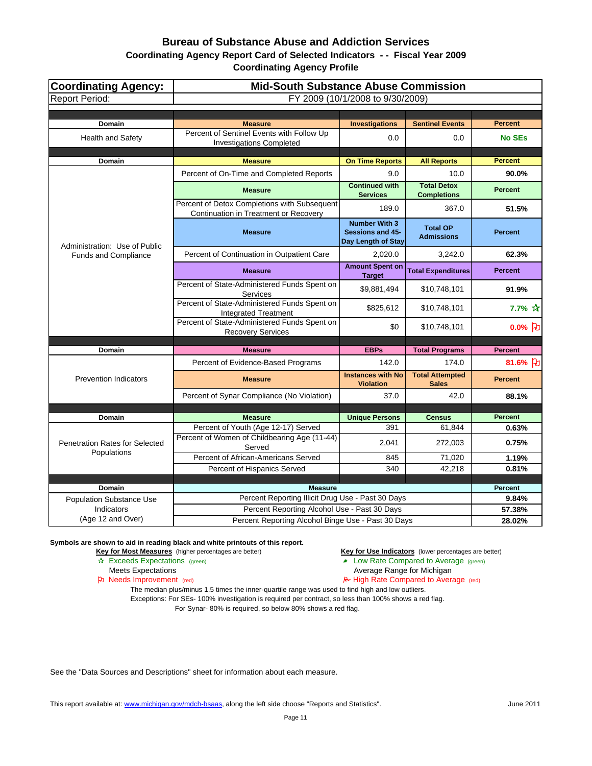# Bureau of Substance Abuse and Addiction Services

## Coordinating Agency Report Card of Selected Indicators - - Fiscal Year 2009

## Coordinating Agency Profile

| Coordinating Agency: | Mid-South Substance Abuse Commission | | | |
|---|---|---|---|---|
| Report Period: | FY 2009 (10/1/2008 to 9/30/2009) | | | |
| **Domain** | **Measure** | **Investigations** | **Sentinel Events** | **Percent** |
| Health and Safety | Percent of Sentinel Events with Follow Up Investigations Completed | 0.0 | 0.0 | **No SEs** |
| **Domain** | **Measure** | **On Time Reports** | **All Reports** | **Percent** |
| Administration: Use of Public Funds and Compliance | Percent of On-Time and Completed Reports | 9.0 | 10.0 | **90.0%** |
| | **Measure** | **Continued with Services** | **Total Detox Completions** | **Percent** |
| | Percent of Detox Completions with Subsequent Continuation in Treatment or Recovery | 189.0 | 367.0 | **51.5%** |
| | **Measure** | **Number With 3 Sessions and 45-Day Length of Stay** | **Total OP Admissions** | **Percent** |
| | Percent of Continuation in Outpatient Care | 2,020.0 | 3,242.0 | **62.3%** |
| | **Measure** | **Amount Spent on Target** | **Total Expenditures** | **Percent** |
| | Percent of State-Administered Funds Spent on Services | $9,881,494 | $10,748,101 | **91.9%** |
| | Percent of State-Administered Funds Spent on Integrated Treatment | $825,612 | $10,748,101 | **7.7%** ☆ |
| | Percent of State-Administered Funds Spent on Recovery Services | $0 | $10,748,101 | **0.0%** ⚐ |
| **Domain** | **Measure** | **EBPs** | **Total Programs** | **Percent** |
| Prevention Indicators | Percent of Evidence-Based Programs | 142.0 | 174.0 | **81.6%** ⚐ |
| | **Measure** | **Instances with No Violation** | **Total Attempted Sales** | **Percent** |
| | Percent of Synar Compliance (No Violation) | 37.0 | 42.0 | **88.1%** |
| **Domain** | **Measure** | **Unique Persons** | **Census** | **Percent** |
| Penetration Rates for Selected Populations | Percent of Youth (Age 12-17) Served | 391 | 61,844 | **0.63%** |
| | Percent of Women of Childbearing Age (11-44) Served | 2,041 | 272,003 | **0.75%** |
| | Percent of African-Americans Served | 845 | 71,020 | **1.19%** |
| | Percent of Hispanics Served | 340 | 42,218 | **0.81%** |
| **Domain** | **Measure** | | | **Percent** |
| Population Substance Use Indicators (Age 12 and Over) | Percent Reporting Illicit Drug Use - Past 30 Days | | | **9.84%** |
| | Percent Reporting Alcohol Use - Past 30 Days | | | **57.38%** |
| | Percent Reporting Alcohol Binge Use - Past 30 Days | | | **28.02%** |

**Symbols are shown to aid in reading black and white printouts of this report.**

**Key for Most Measures** (higher percentages are better)
- ☆ Exceeds Expectations (green)
- Meets Expectations
- ⚐ Needs Improvement (red)

**Key for Use Indicators** (lower percentages are better)
- Low Rate Compared to Average (green)
- Average Range for Michigan
- High Rate Compared to Average (red)

The median plus/minus 1.5 times the inner-quartile range was used to find high and low outliers.
Exceptions: For SEs- 100% investigation is required per contract, so less than 100% shows a red flag.
For Synar- 80% is required, so below 80% shows a red flag.

See the "Data Sources and Descriptions" sheet for information about each measure.

This report available at: www.michigan.gov/mdch-bsaas, along the left side choose "Reports and Statistics".

June 2011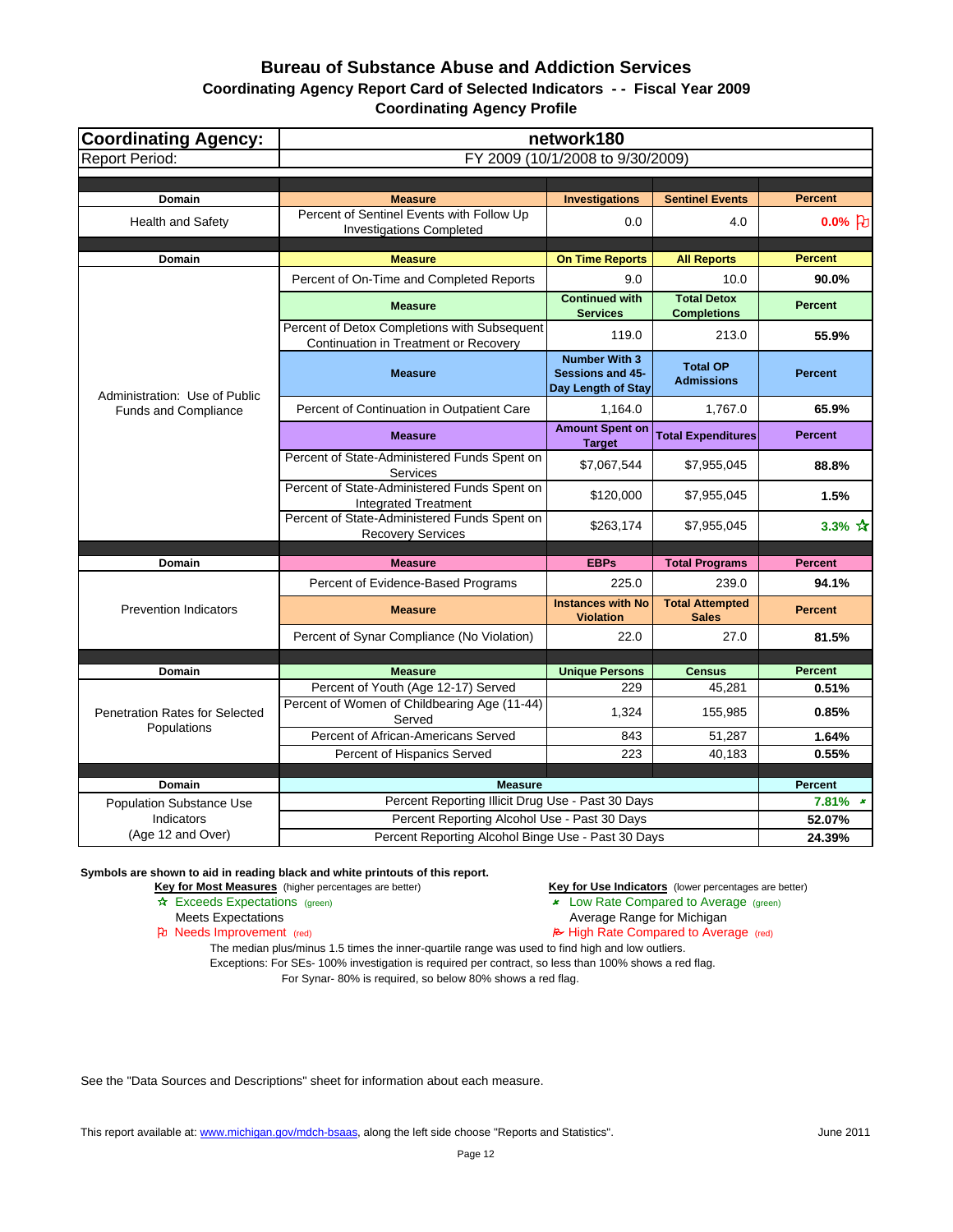# Bureau of Substance Abuse and Addiction Services

## Coordinating Agency Report Card of Selected Indicators - - Fiscal Year 2009

### Coordinating Agency Profile

| Coordinating Agency: | network180 | | | |
|---|---|---|---|---|
| Report Period: | FY 2009 (10/1/2008 to 9/30/2009) | | | |

| Domain | Measure | Investigations | Sentinel Events | Percent |
|---|---|---|---|---|
| Health and Safety | Percent of Sentinel Events with Follow Up Investigations Completed | 0.0 | 4.0 | 0.0% (Needs Improvement) |

| Domain | Measure | | | Percent |
|---|---|---|---|---|
| Administration: Use of Public Funds and Compliance | **Measure** | **On Time Reports** | **All Reports** | **Percent** |
| | Percent of On-Time and Completed Reports | 9.0 | 10.0 | 90.0% |
| | **Measure** | **Continued with Services** | **Total Detox Completions** | **Percent** |
| | Percent of Detox Completions with Subsequent Continuation in Treatment or Recovery | 119.0 | 213.0 | 55.9% |
| | **Measure** | **Number With 3 Sessions and 45-Day Length of Stay** | **Total OP Admissions** | **Percent** |
| | Percent of Continuation in Outpatient Care | 1,164.0 | 1,767.0 | 65.9% |
| | **Measure** | **Amount Spent on Target** | **Total Expenditures** | **Percent** |
| | Percent of State-Administered Funds Spent on Services | $7,067,544 | $7,955,045 | 88.8% |
| | Percent of State-Administered Funds Spent on Integrated Treatment | $120,000 | $7,955,045 | 1.5% |
| | Percent of State-Administered Funds Spent on Recovery Services | $263,174 | $7,955,045 | 3.3% ☆ |

| Domain | Measure | | | Percent |
|---|---|---|---|---|
| Prevention Indicators | **Measure** | **EBPs** | **Total Programs** | **Percent** |
| | Percent of Evidence-Based Programs | 225.0 | 239.0 | 94.1% |
| | **Measure** | **Instances with No Violation** | **Total Attempted Sales** | **Percent** |
| | Percent of Synar Compliance (No Violation) | 22.0 | 27.0 | 81.5% |

| Domain | Measure | Unique Persons | Census | Percent |
|---|---|---|---|---|
| Penetration Rates for Selected Populations | Percent of Youth (Age 12-17) Served | 229 | 45,281 | 0.51% |
| | Percent of Women of Childbearing Age (11-44) Served | 1,324 | 155,985 | 0.85% |
| | Percent of African-Americans Served | 843 | 51,287 | 1.64% |
| | Percent of Hispanics Served | 223 | 40,183 | 0.55% |

| Domain | Measure | Percent |
|---|---|---|
| Population Substance Use Indicators (Age 12 and Over) | Percent Reporting Illicit Drug Use - Past 30 Days | 7.81% (Low Rate Compared to Average) |
| | Percent Reporting Alcohol Use - Past 30 Days | 52.07% |
| | Percent Reporting Alcohol Binge Use - Past 30 Days | 24.39% |

**Symbols are shown to aid in reading black and white printouts of this report.**

**Key for Most Measures** (higher percentages are better)
- ☆ Exceeds Expectations (green)
- Meets Expectations
- Needs Improvement (red)

**Key for Use Indicators** (lower percentages are better)
- Low Rate Compared to Average (green)
- Average Range for Michigan
- High Rate Compared to Average (red)

The median plus/minus 1.5 times the inner-quartile range was used to find high and low outliers.
Exceptions: For SEs- 100% investigation is required per contract, so less than 100% shows a red flag.
For Synar- 80% is required, so below 80% shows a red flag.

See the "Data Sources and Descriptions" sheet for information about each measure.

This report available at: www.michigan.gov/mdch-bsaas, along the left side choose "Reports and Statistics".

June 2011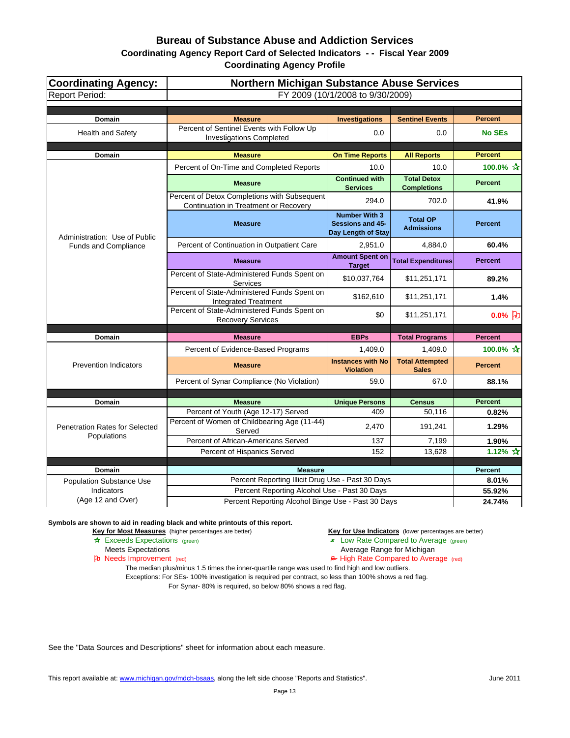# Bureau of Substance Abuse and Addiction Services

## Coordinating Agency Report Card of Selected Indicators - - Fiscal Year 2009

### Coordinating Agency Profile

| Coordinating Agency: | Northern Michigan Substance Abuse Services | | | |
|---|---|---|---|---|
| Report Period: | FY 2009 (10/1/2008 to 9/30/2009) | | | |
| **Domain** | **Measure** | **Investigations** | **Sentinel Events** | **Percent** |
| Health and Safety | Percent of Sentinel Events with Follow Up Investigations Completed | 0.0 | 0.0 | **No SEs** |
| **Domain** | **Measure** | **On Time Reports** | **All Reports** | **Percent** |
| Administration: Use of Public Funds and Compliance | Percent of On-Time and Completed Reports | 10.0 | 10.0 | **100.0%** ☆ |
| | **Measure** | **Continued with Services** | **Total Detox Completions** | **Percent** |
| | Percent of Detox Completions with Subsequent Continuation in Treatment or Recovery | 294.0 | 702.0 | **41.9%** |
| | **Measure** | **Number With 3 Sessions and 45-Day Length of Stay** | **Total OP Admissions** | **Percent** |
| | Percent of Continuation in Outpatient Care | 2,951.0 | 4,884.0 | **60.4%** |
| | **Measure** | **Amount Spent on Target** | **Total Expenditures** | **Percent** |
| | Percent of State-Administered Funds Spent on Services | $10,037,764 | $11,251,171 | **89.2%** |
| | Percent of State-Administered Funds Spent on Integrated Treatment | $162,610 | $11,251,171 | **1.4%** |
| | Percent of State-Administered Funds Spent on Recovery Services | $0 | $11,251,171 | **0.0%** ⚐ |
| **Domain** | **Measure** | **EBPs** | **Total Programs** | **Percent** |
| Prevention Indicators | Percent of Evidence-Based Programs | 1,409.0 | 1,409.0 | **100.0%** ☆ |
| | **Measure** | **Instances with No Violation** | **Total Attempted Sales** | **Percent** |
| | Percent of Synar Compliance (No Violation) | 59.0 | 67.0 | **88.1%** |
| **Domain** | **Measure** | **Unique Persons** | **Census** | **Percent** |
| Penetration Rates for Selected Populations | Percent of Youth (Age 12-17) Served | 409 | 50,116 | **0.82%** |
| | Percent of Women of Childbearing Age (11-44) Served | 2,470 | 191,241 | **1.29%** |
| | Percent of African-Americans Served | 137 | 7,199 | **1.90%** |
| | Percent of Hispanics Served | 152 | 13,628 | **1.12%** ☆ |
| **Domain** | **Measure** | | | **Percent** |
| Population Substance Use Indicators (Age 12 and Over) | Percent Reporting Illicit Drug Use - Past 30 Days | | | **8.01%** |
| | Percent Reporting Alcohol Use - Past 30 Days | | | **55.92%** |
| | Percent Reporting Alcohol Binge Use - Past 30 Days | | | **24.74%** |

**Symbols are shown to aid in reading black and white printouts of this report.**

**Key for Most Measures** (higher percentages are better)
- ☆ Exceeds Expectations (green)
- Meets Expectations
- ⚐ Needs Improvement (red)

**Key for Use Indicators** (lower percentages are better)
- Low Rate Compared to Average (green)
- Average Range for Michigan
- High Rate Compared to Average (red)

The median plus/minus 1.5 times the inner-quartile range was used to find high and low outliers.
Exceptions: For SEs- 100% investigation is required per contract, so less than 100% shows a red flag.
For Synar- 80% is required, so below 80% shows a red flag.

See the "Data Sources and Descriptions" sheet for information about each measure.

This report available at: www.michigan.gov/mdch-bsaas, along the left side choose "Reports and Statistics".

June 2011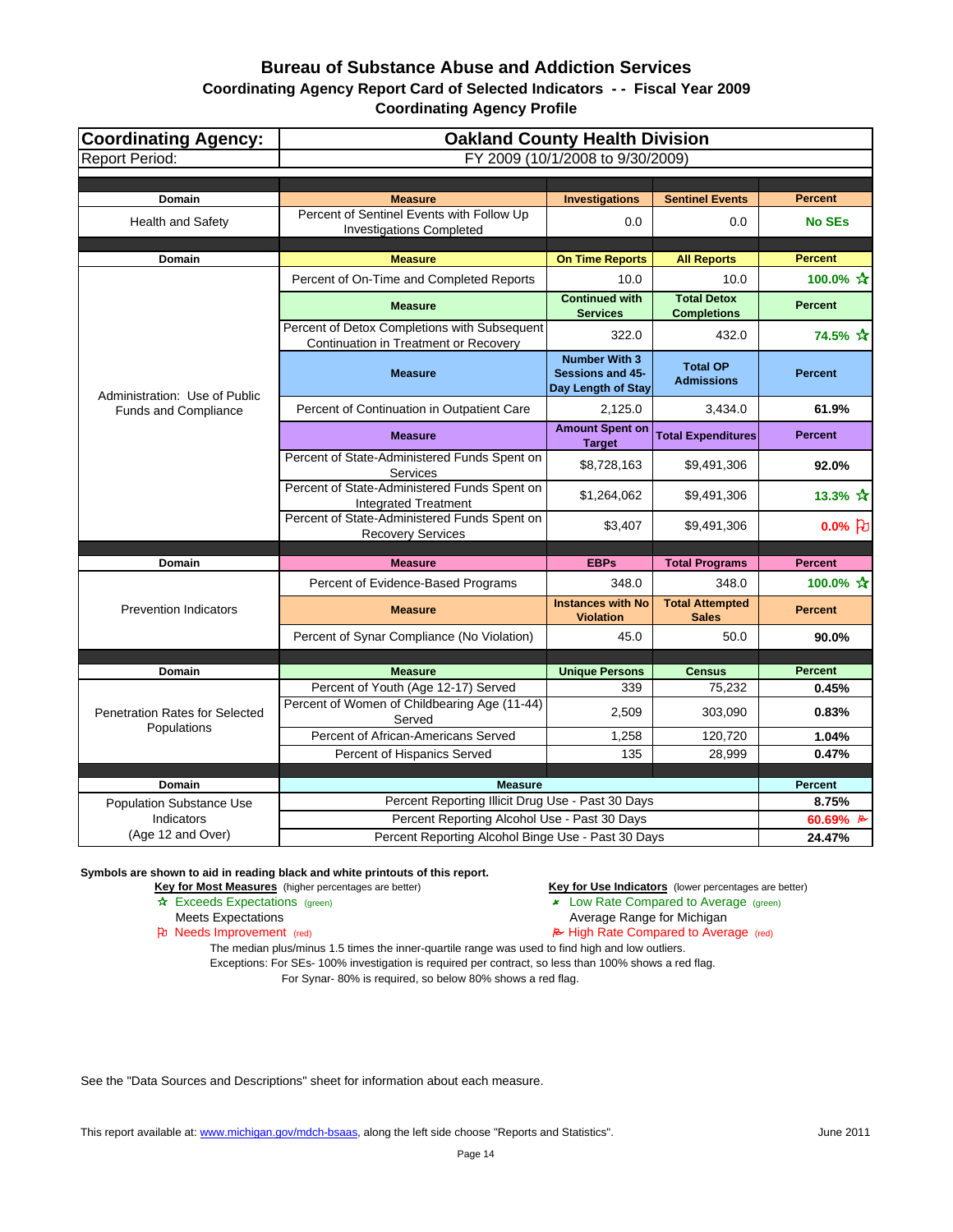# Bureau of Substance Abuse and Addiction Services

## Coordinating Agency Report Card of Selected Indicators - - Fiscal Year 2009

## Coordinating Agency Profile

| Coordinating Agency: | Oakland County Health Division | | | |
|---|---|---|---|---|
| Report Period: | FY 2009 (10/1/2008 to 9/30/2009) | | | |

| Domain | Measure | Investigations | Sentinel Events | Percent |
|---|---|---|---|---|
| Health and Safety | Percent of Sentinel Events with Follow Up Investigations Completed | 0.0 | 0.0 | No SEs |

| Domain | Measure | On Time Reports | All Reports | Percent |
|---|---|---|---|---|
| Administration: Use of Public Funds and Compliance | Percent of On-Time and Completed Reports | 10.0 | 10.0 | 100.0% ☆ |
| | **Measure** | **Continued with Services** | **Total Detox Completions** | **Percent** |
| | Percent of Detox Completions with Subsequent Continuation in Treatment or Recovery | 322.0 | 432.0 | 74.5% ☆ |
| | **Measure** | **Number With 3 Sessions and 45-Day Length of Stay** | **Total OP Admissions** | **Percent** |
| | Percent of Continuation in Outpatient Care | 2,125.0 | 3,434.0 | 61.9% |
| | **Measure** | **Amount Spent on Target** | **Total Expenditures** | **Percent** |
| | Percent of State-Administered Funds Spent on Services | $8,728,163 | $9,491,306 | 92.0% |
| | Percent of State-Administered Funds Spent on Integrated Treatment | $1,264,062 | $9,491,306 | 13.3% ☆ |
| | Percent of State-Administered Funds Spent on Recovery Services | $3,407 | $9,491,306 | 0.0% ⚐ |

| Domain | Measure | EBPs | Total Programs | Percent |
|---|---|---|---|---|
| Prevention Indicators | Percent of Evidence-Based Programs | 348.0 | 348.0 | 100.0% ☆ |
| | **Measure** | **Instances with No Violation** | **Total Attempted Sales** | **Percent** |
| | Percent of Synar Compliance (No Violation) | 45.0 | 50.0 | 90.0% |

| Domain | Measure | Unique Persons | Census | Percent |
|---|---|---|---|---|
| Penetration Rates for Selected Populations | Percent of Youth (Age 12-17) Served | 339 | 75,232 | 0.45% |
| | Percent of Women of Childbearing Age (11-44) Served | 2,509 | 303,090 | 0.83% |
| | Percent of African-Americans Served | 1,258 | 120,720 | 1.04% |
| | Percent of Hispanics Served | 135 | 28,999 | 0.47% |

| Domain | Measure | Percent |
|---|---|---|
| Population Substance Use Indicators (Age 12 and Over) | Percent Reporting Illicit Drug Use - Past 30 Days | 8.75% |
| | Percent Reporting Alcohol Use - Past 30 Days | 60.69% ⚑ |
| | Percent Reporting Alcohol Binge Use - Past 30 Days | 24.47% |

**Symbols are shown to aid in reading black and white printouts of this report.**

**Key for Most Measures** (higher percentages are better)
- ☆ Exceeds Expectations (green)
- Meets Expectations
- ⚐ Needs Improvement (red)

**Key for Use Indicators** (lower percentages are better)
- Low Rate Compared to Average (green)
- Average Range for Michigan
- ⚑ High Rate Compared to Average (red)

The median plus/minus 1.5 times the inner-quartile range was used to find high and low outliers.
Exceptions: For SEs- 100% investigation is required per contract, so less than 100% shows a red flag.
For Synar- 80% is required, so below 80% shows a red flag.

See the "Data Sources and Descriptions" sheet for information about each measure.

This report available at: www.michigan.gov/mdch-bsaas, along the left side choose "Reports and Statistics".

June 2011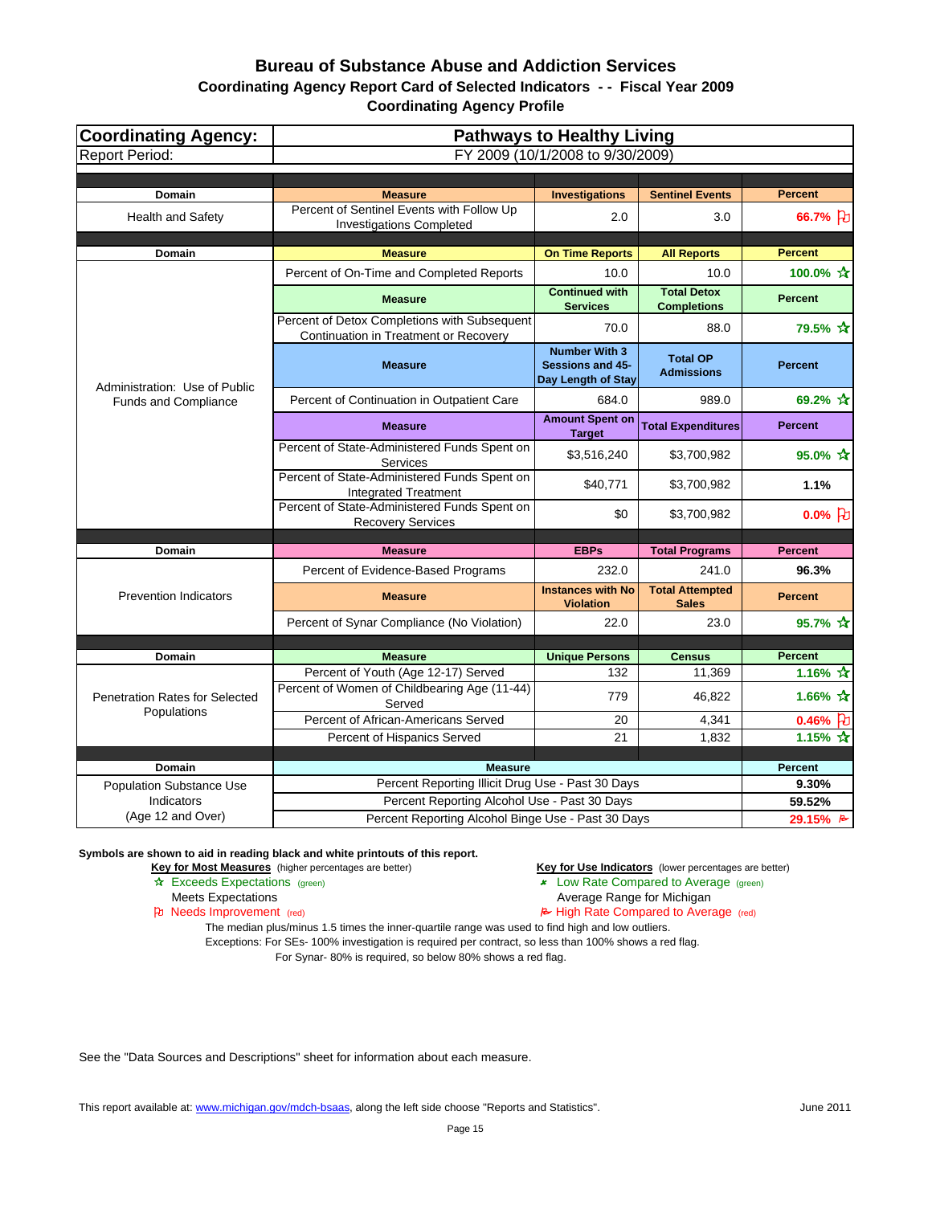# Bureau of Substance Abuse and Addiction Services

## Coordinating Agency Report Card of Selected Indicators - - Fiscal Year 2009

### Coordinating Agency Profile

| **Coordinating Agency:** | **Pathways to Healthy Living** | | | |
|---|---|---|---|---|
| Report Period: | FY 2009 (10/1/2008 to 9/30/2009) | | | |
| **Domain** | **Measure** | **Investigations** | **Sentinel Events** | **Percent** |
| Health and Safety | Percent of Sentinel Events with Follow Up Investigations Completed | 2.0 | 3.0 | 66.7% ⚐ |
| **Domain** | **Measure** | **On Time Reports** | **All Reports** | **Percent** |
| Administration: Use of Public Funds and Compliance | Percent of On-Time and Completed Reports | 10.0 | 10.0 | 100.0% ☆ |
| | **Measure** | **Continued with Services** | **Total Detox Completions** | **Percent** |
| | Percent of Detox Completions with Subsequent Continuation in Treatment or Recovery | 70.0 | 88.0 | 79.5% ☆ |
| | **Measure** | **Number With 3 Sessions and 45-Day Length of Stay** | **Total OP Admissions** | **Percent** |
| | Percent of Continuation in Outpatient Care | 684.0 | 989.0 | 69.2% ☆ |
| | **Measure** | **Amount Spent on Target** | **Total Expenditures** | **Percent** |
| | Percent of State-Administered Funds Spent on Services | $3,516,240 | $3,700,982 | 95.0% ☆ |
| | Percent of State-Administered Funds Spent on Integrated Treatment | $40,771 | $3,700,982 | 1.1% |
| | Percent of State-Administered Funds Spent on Recovery Services | $0 | $3,700,982 | 0.0% ⚐ |
| **Domain** | **Measure** | **EBPs** | **Total Programs** | **Percent** |
| Prevention Indicators | Percent of Evidence-Based Programs | 232.0 | 241.0 | 96.3% |
| | **Measure** | **Instances with No Violation** | **Total Attempted Sales** | **Percent** |
| | Percent of Synar Compliance (No Violation) | 22.0 | 23.0 | 95.7% ☆ |
| **Domain** | **Measure** | **Unique Persons** | **Census** | **Percent** |
| Penetration Rates for Selected Populations | Percent of Youth (Age 12-17) Served | 132 | 11,369 | 1.16% ☆ |
| | Percent of Women of Childbearing Age (11-44) Served | 779 | 46,822 | 1.66% ☆ |
| | Percent of African-Americans Served | 20 | 4,341 | 0.46% ⚐ |
| | Percent of Hispanics Served | 21 | 1,832 | 1.15% ☆ |
| **Domain** | **Measure** | | | **Percent** |
| Population Substance Use Indicators (Age 12 and Over) | Percent Reporting Illicit Drug Use - Past 30 Days | | | 9.30% |
| | Percent Reporting Alcohol Use - Past 30 Days | | | 59.52% |
| | Percent Reporting Alcohol Binge Use - Past 30 Days | | | 29.15% ⚐ |

**Symbols are shown to aid in reading black and white printouts of this report.**

**Key for Most Measures** (higher percentages are better)
- ☆ Exceeds Expectations (green)
- Meets Expectations
- ⚐ Needs Improvement (red)

**Key for Use Indicators** (lower percentages are better)
- Low Rate Compared to Average (green)
- Average Range for Michigan
- ⚐ High Rate Compared to Average (red)

The median plus/minus 1.5 times the inner-quartile range was used to find high and low outliers.
Exceptions: For SEs- 100% investigation is required per contract, so less than 100% shows a red flag.
For Synar- 80% is required, so below 80% shows a red flag.

See the "Data Sources and Descriptions" sheet for information about each measure.

This report available at: www.michigan.gov/mdch-bsaas, along the left side choose "Reports and Statistics".

June 2011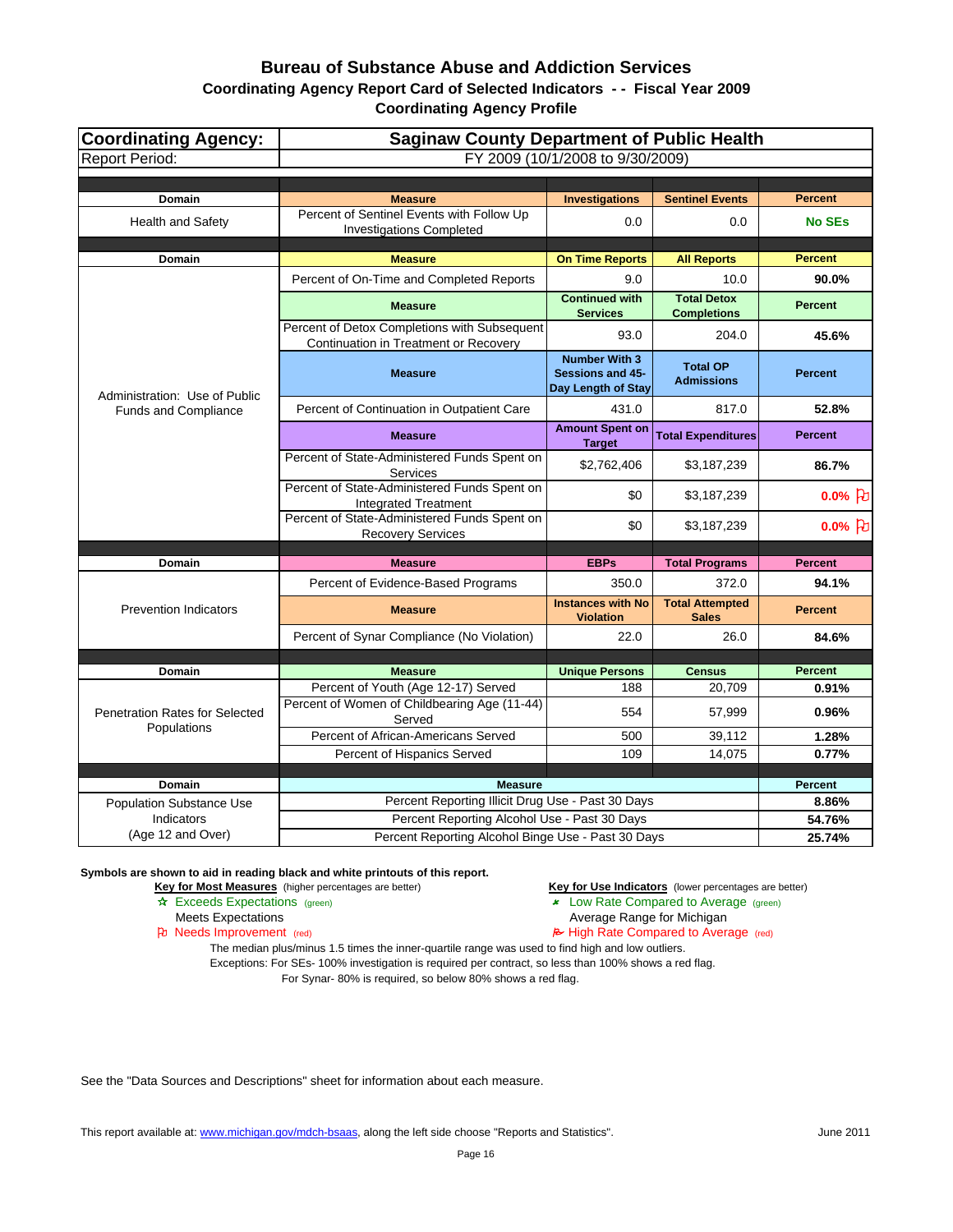# Bureau of Substance Abuse and Addiction Services

## Coordinating Agency Report Card of Selected Indicators - - Fiscal Year 2009

### Coordinating Agency Profile

| Coordinating Agency: | Saginaw County Department of Public Health | | | |
|---|---|---|---|---|
| Report Period: | FY 2009 (10/1/2008 to 9/30/2009) | | | |

| Domain | Measure | Investigations | Sentinel Events | Percent |
|---|---|---|---|---|
| Health and Safety | Percent of Sentinel Events with Follow Up Investigations Completed | 0.0 | 0.0 | No SEs |

| Domain | Measure | On Time Reports | All Reports | Percent |
|---|---|---|---|---|
| Administration: Use of Public Funds and Compliance | Percent of On-Time and Completed Reports | 9.0 | 10.0 | 90.0% |
| | **Measure** | **Continued with Services** | **Total Detox Completions** | **Percent** |
| | Percent of Detox Completions with Subsequent Continuation in Treatment or Recovery | 93.0 | 204.0 | 45.6% |
| | **Measure** | **Number With 3 Sessions and 45-Day Length of Stay** | **Total OP Admissions** | **Percent** |
| | Percent of Continuation in Outpatient Care | 431.0 | 817.0 | 52.8% |
| | **Measure** | **Amount Spent on Target** | **Total Expenditures** | **Percent** |
| | Percent of State-Administered Funds Spent on Services | $2,762,406 | $3,187,239 | 86.7% |
| | Percent of State-Administered Funds Spent on Integrated Treatment | $0 | $3,187,239 | 0.0% (Needs Improvement) |
| | Percent of State-Administered Funds Spent on Recovery Services | $0 | $3,187,239 | 0.0% (Needs Improvement) |

| Domain | Measure | EBPs | Total Programs | Percent |
|---|---|---|---|---|
| Prevention Indicators | Percent of Evidence-Based Programs | 350.0 | 372.0 | 94.1% |
| | **Measure** | **Instances with No Violation** | **Total Attempted Sales** | **Percent** |
| | Percent of Synar Compliance (No Violation) | 22.0 | 26.0 | 84.6% |

| Domain | Measure | Unique Persons | Census | Percent |
|---|---|---|---|---|
| Penetration Rates for Selected Populations | Percent of Youth (Age 12-17) Served | 188 | 20,709 | 0.91% |
| | Percent of Women of Childbearing Age (11-44) Served | 554 | 57,999 | 0.96% |
| | Percent of African-Americans Served | 500 | 39,112 | 1.28% |
| | Percent of Hispanics Served | 109 | 14,075 | 0.77% |

| Domain | Measure | Percent |
|---|---|---|
| Population Substance Use Indicators (Age 12 and Over) | Percent Reporting Illicit Drug Use - Past 30 Days | 8.86% |
| | Percent Reporting Alcohol Use - Past 30 Days | 54.76% |
| | Percent Reporting Alcohol Binge Use - Past 30 Days | 25.74% |

**Symbols are shown to aid in reading black and white printouts of this report.**

**Key for Most Measures** (higher percentages are better)
- ☆ Exceeds Expectations (green)
- Meets Expectations
- Needs Improvement (red)

**Key for Use Indicators** (lower percentages are better)
- Low Rate Compared to Average (green)
- Average Range for Michigan
- High Rate Compared to Average (red)

The median plus/minus 1.5 times the inner-quartile range was used to find high and low outliers.
Exceptions: For SEs- 100% investigation is required per contract, so less than 100% shows a red flag.
For Synar- 80% is required, so below 80% shows a red flag.

See the "Data Sources and Descriptions" sheet for information about each measure.

This report available at: www.michigan.gov/mdch-bsaas, along the left side choose "Reports and Statistics".

June 2011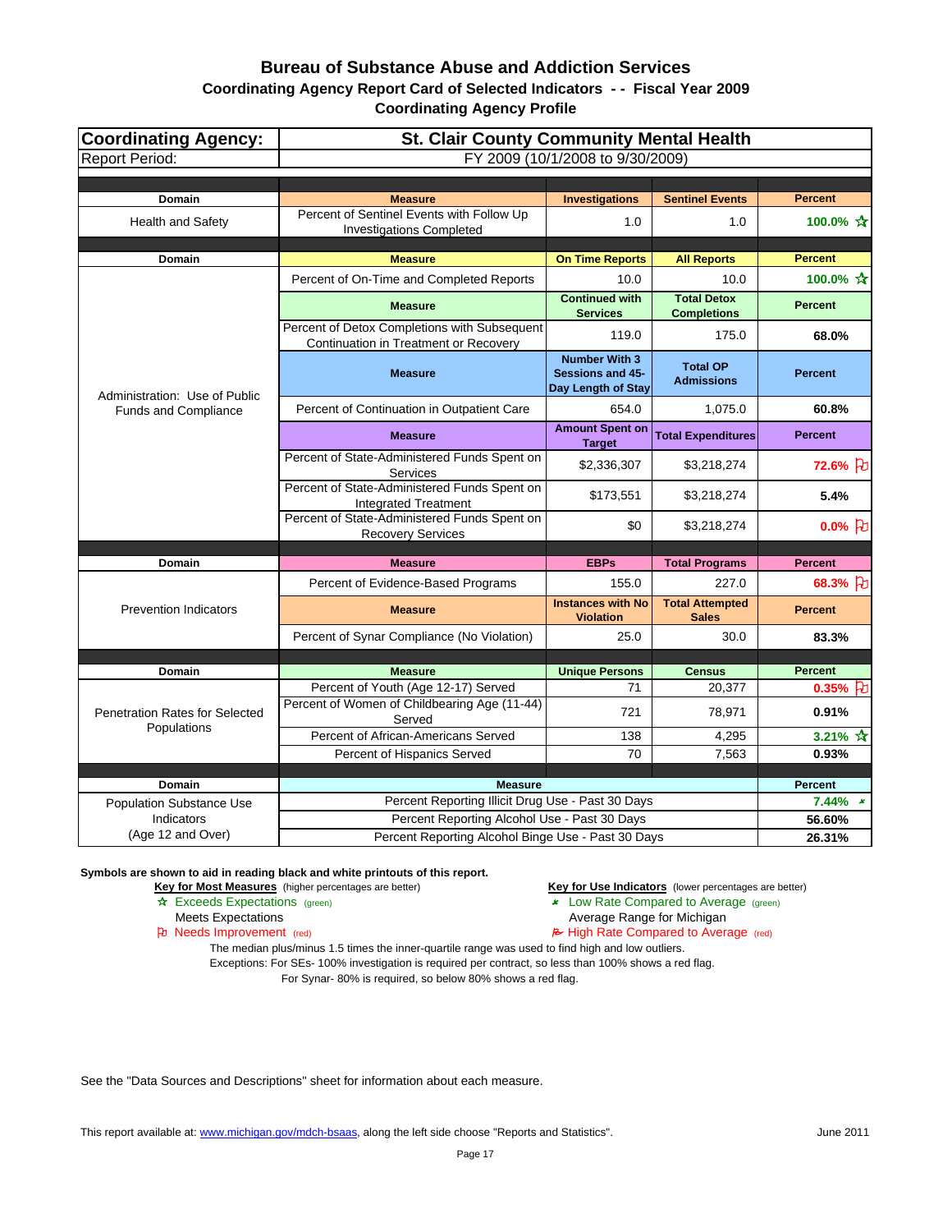# Bureau of Substance Abuse and Addiction Services

## Coordinating Agency Report Card of Selected Indicators - - Fiscal Year 2009

### Coordinating Agency Profile

| **Coordinating Agency:** | **St. Clair County Community Mental Health** | | | |
|---|---|---|---|---|
| Report Period: | FY 2009 (10/1/2008 to 9/30/2009) | | | |
| **Domain** | **Measure** | **Investigations** | **Sentinel Events** | **Percent** |
| Health and Safety | Percent of Sentinel Events with Follow Up Investigations Completed | 1.0 | 1.0 | **100.0%** ☆ |
| **Domain** | **Measure** | **On Time Reports** | **All Reports** | **Percent** |
| Administration: Use of Public Funds and Compliance | Percent of On-Time and Completed Reports | 10.0 | 10.0 | **100.0%** ☆ |
| | **Measure** | **Continued with Services** | **Total Detox Completions** | **Percent** |
| | Percent of Detox Completions with Subsequent Continuation in Treatment or Recovery | 119.0 | 175.0 | **68.0%** |
| | **Measure** | **Number With 3 Sessions and 45-Day Length of Stay** | **Total OP Admissions** | **Percent** |
| | Percent of Continuation in Outpatient Care | 654.0 | 1,075.0 | **60.8%** |
| | **Measure** | **Amount Spent on Target** | **Total Expenditures** | **Percent** |
| | Percent of State-Administered Funds Spent on Services | $2,336,307 | $3,218,274 | **72.6%** ⚐ |
| | Percent of State-Administered Funds Spent on Integrated Treatment | $173,551 | $3,218,274 | **5.4%** |
| | Percent of State-Administered Funds Spent on Recovery Services | $0 | $3,218,274 | **0.0%** ⚐ |
| **Domain** | **Measure** | **EBPs** | **Total Programs** | **Percent** |
| Prevention Indicators | Percent of Evidence-Based Programs | 155.0 | 227.0 | **68.3%** ⚐ |
| | **Measure** | **Instances with No Violation** | **Total Attempted Sales** | **Percent** |
| | Percent of Synar Compliance (No Violation) | 25.0 | 30.0 | **83.3%** |
| **Domain** | **Measure** | **Unique Persons** | **Census** | **Percent** |
| Penetration Rates for Selected Populations | Percent of Youth (Age 12-17) Served | 71 | 20,377 | **0.35%** ⚐ |
| | Percent of Women of Childbearing Age (11-44) Served | 721 | 78,971 | **0.91%** |
| | Percent of African-Americans Served | 138 | 4,295 | **3.21%** ☆ |
| | Percent of Hispanics Served | 70 | 7,563 | **0.93%** |
| **Domain** | **Measure** | | | **Percent** |
| Population Substance Use Indicators (Age 12 and Over) | Percent Reporting Illicit Drug Use - Past 30 Days | | | **7.44%** (low) |
| | Percent Reporting Alcohol Use - Past 30 Days | | | **56.60%** |
| | Percent Reporting Alcohol Binge Use - Past 30 Days | | | **26.31%** |

**Symbols are shown to aid in reading black and white printouts of this report.**

**Key for Most Measures** (higher percentages are better)
- ☆ Exceeds Expectations (green)
- Meets Expectations
- ⚐ Needs Improvement (red)

**Key for Use Indicators** (lower percentages are better)
- Low Rate Compared to Average (green)
- Average Range for Michigan
- High Rate Compared to Average (red)

The median plus/minus 1.5 times the inner-quartile range was used to find high and low outliers.
Exceptions: For SEs- 100% investigation is required per contract, so less than 100% shows a red flag.
For Synar- 80% is required, so below 80% shows a red flag.

See the "Data Sources and Descriptions" sheet for information about each measure.

This report available at: www.michigan.gov/mdch-bsaas, along the left side choose "Reports and Statistics".

June 2011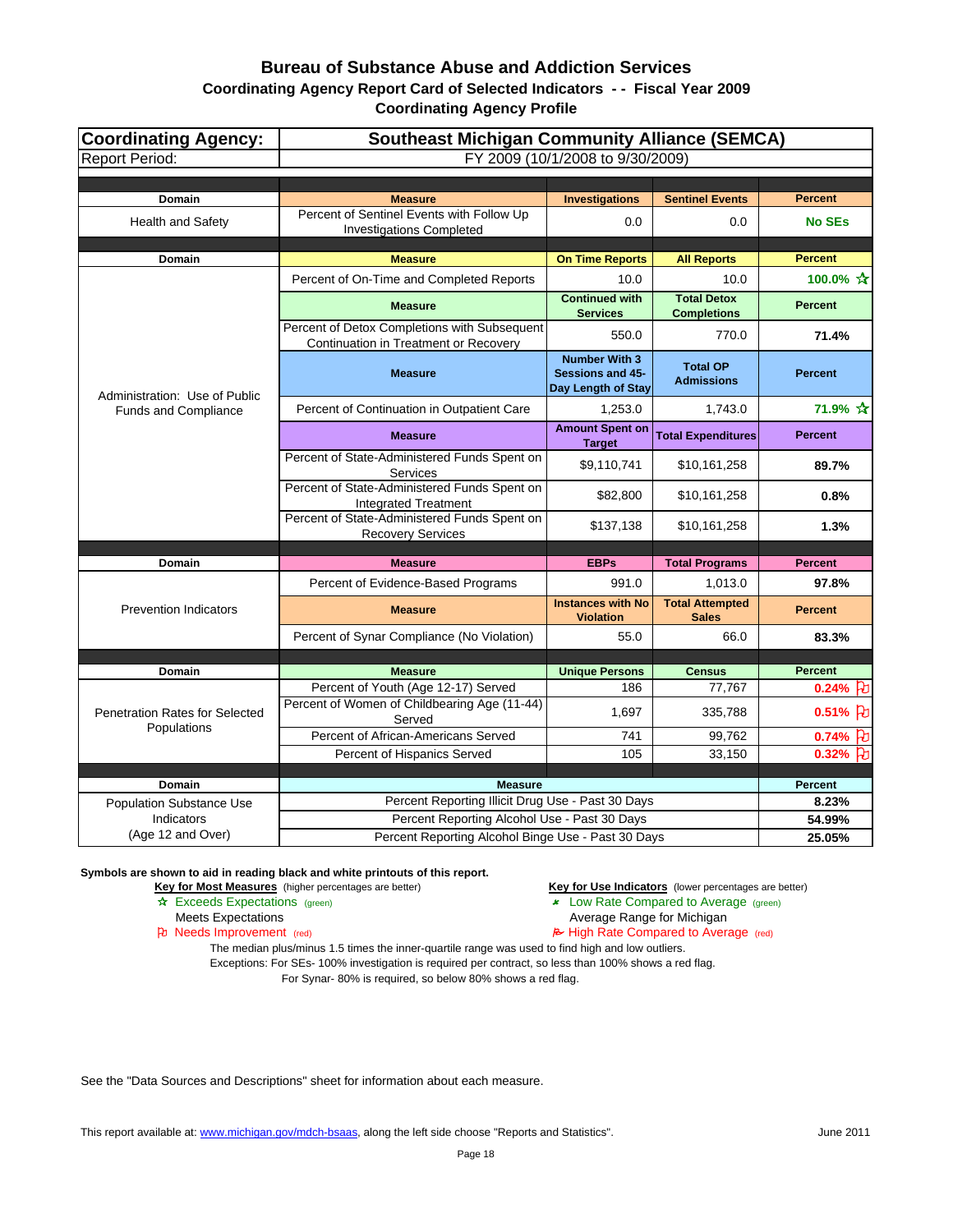# Bureau of Substance Abuse and Addiction Services

## Coordinating Agency Report Card of Selected Indicators - - Fiscal Year 2009

### Coordinating Agency Profile

| Coordinating Agency: | Southeast Michigan Community Alliance (SEMCA) | | | |
|---|---|---|---|---|
| Report Period: | FY 2009 (10/1/2008 to 9/30/2009) | | | |
| **Domain** | **Measure** | **Investigations** | **Sentinel Events** | **Percent** |
| Health and Safety | Percent of Sentinel Events with Follow Up Investigations Completed | 0.0 | 0.0 | **No SEs** |
| **Domain** | **Measure** | **On Time Reports** | **All Reports** | **Percent** |
| Administration: Use of Public Funds and Compliance | Percent of On-Time and Completed Reports | 10.0 | 10.0 | **100.0%** ☆ |
| | **Measure** | **Continued with Services** | **Total Detox Completions** | **Percent** |
| | Percent of Detox Completions with Subsequent Continuation in Treatment or Recovery | 550.0 | 770.0 | **71.4%** |
| | **Measure** | **Number With 3 Sessions and 45-Day Length of Stay** | **Total OP Admissions** | **Percent** |
| | Percent of Continuation in Outpatient Care | 1,253.0 | 1,743.0 | **71.9%** ☆ |
| | **Measure** | **Amount Spent on Target** | **Total Expenditures** | **Percent** |
| | Percent of State-Administered Funds Spent on Services | $9,110,741 | $10,161,258 | **89.7%** |
| | Percent of State-Administered Funds Spent on Integrated Treatment | $82,800 | $10,161,258 | **0.8%** |
| | Percent of State-Administered Funds Spent on Recovery Services | $137,138 | $10,161,258 | **1.3%** |
| **Domain** | **Measure** | **EBPs** | **Total Programs** | **Percent** |
| Prevention Indicators | Percent of Evidence-Based Programs | 991.0 | 1,013.0 | **97.8%** |
| | **Measure** | **Instances with No Violation** | **Total Attempted Sales** | **Percent** |
| | Percent of Synar Compliance (No Violation) | 55.0 | 66.0 | **83.3%** |
| **Domain** | **Measure** | **Unique Persons** | **Census** | **Percent** |
| Penetration Rates for Selected Populations | Percent of Youth (Age 12-17) Served | 186 | 77,767 | **0.24%** ⚐ |
| | Percent of Women of Childbearing Age (11-44) Served | 1,697 | 335,788 | **0.51%** ⚐ |
| | Percent of African-Americans Served | 741 | 99,762 | **0.74%** ⚐ |
| | Percent of Hispanics Served | 105 | 33,150 | **0.32%** ⚐ |
| **Domain** | **Measure** | | | **Percent** |
| Population Substance Use Indicators (Age 12 and Over) | Percent Reporting Illicit Drug Use - Past 30 Days | | | **8.23%** |
| | Percent Reporting Alcohol Use - Past 30 Days | | | **54.99%** |
| | Percent Reporting Alcohol Binge Use - Past 30 Days | | | **25.05%** |

**Symbols are shown to aid in reading black and white printouts of this report.**

**Key for Most Measures** (higher percentages are better)
- ☆ Exceeds Expectations (green)
- Meets Expectations
- ⚐ Needs Improvement (red)

**Key for Use Indicators** (lower percentages are better)
- Low Rate Compared to Average (green)
- Average Range for Michigan
- High Rate Compared to Average (red)

The median plus/minus 1.5 times the inner-quartile range was used to find high and low outliers.
Exceptions: For SEs- 100% investigation is required per contract, so less than 100% shows a red flag.
For Synar- 80% is required, so below 80% shows a red flag.

See the "Data Sources and Descriptions" sheet for information about each measure.

This report available at: www.michigan.gov/mdch-bsaas, along the left side choose "Reports and Statistics".

June 2011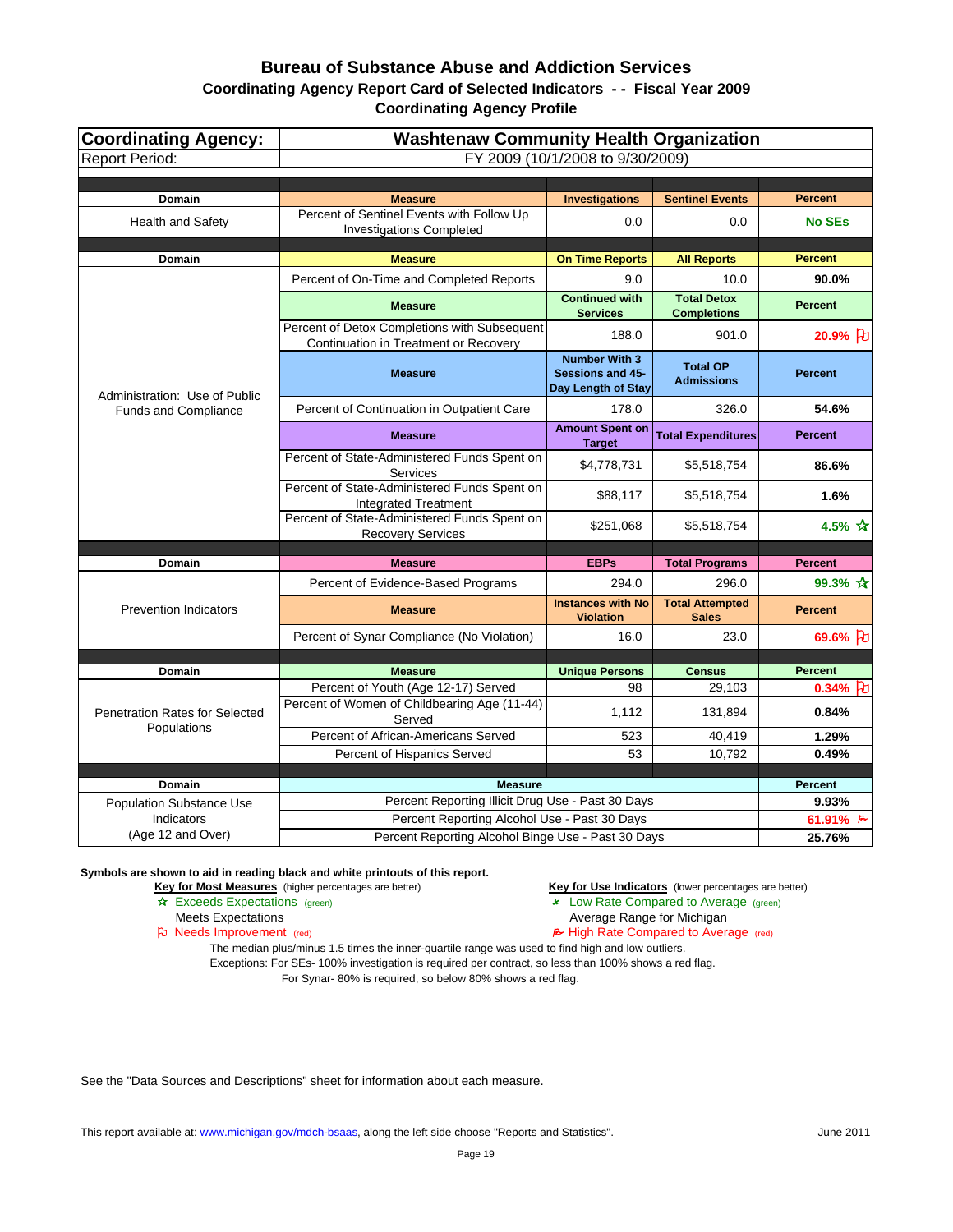# Bureau of Substance Abuse and Addiction Services

## Coordinating Agency Report Card of Selected Indicators - - Fiscal Year 2009

## Coordinating Agency Profile

| Coordinating Agency: | Washtenaw Community Health Organization | | | |
|---|---|---|---|---|
| Report Period: | FY 2009 (10/1/2008 to 9/30/2009) | | | |

| Domain | Measure | Investigations | Sentinel Events | Percent |
|---|---|---|---|---|
| Health and Safety | Percent of Sentinel Events with Follow Up Investigations Completed | 0.0 | 0.0 | **No SEs** |

| Domain | Measure | | | Percent |
|---|---|---|---|---|
| Administration: Use of Public Funds and Compliance | **Measure** | **On Time Reports** | **All Reports** | **Percent** |
| | Percent of On-Time and Completed Reports | 9.0 | 10.0 | 90.0% |
| | **Measure** | **Continued with Services** | **Total Detox Completions** | **Percent** |
| | Percent of Detox Completions with Subsequent Continuation in Treatment or Recovery | 188.0 | 901.0 | 20.9% (Needs Improvement) |
| | **Measure** | **Number With 3 Sessions and 45-Day Length of Stay** | **Total OP Admissions** | **Percent** |
| | Percent of Continuation in Outpatient Care | 178.0 | 326.0 | 54.6% |
| | **Measure** | **Amount Spent on Target** | **Total Expenditures** | **Percent** |
| | Percent of State-Administered Funds Spent on Services | $4,778,731 | $5,518,754 | 86.6% |
| | Percent of State-Administered Funds Spent on Integrated Treatment | $88,117 | $5,518,754 | 1.6% |
| | Percent of State-Administered Funds Spent on Recovery Services | $251,068 | $5,518,754 | 4.5% (Exceeds Expectations) |

| Domain | Measure | EBPs | Total Programs | Percent |
|---|---|---|---|---|
| Prevention Indicators | Percent of Evidence-Based Programs | 294.0 | 296.0 | 99.3% (Exceeds Expectations) |
| | **Measure** | **Instances with No Violation** | **Total Attempted Sales** | **Percent** |
| | Percent of Synar Compliance (No Violation) | 16.0 | 23.0 | 69.6% (Needs Improvement) |

| Domain | Measure | Unique Persons | Census | Percent |
|---|---|---|---|---|
| Penetration Rates for Selected Populations | Percent of Youth (Age 12-17) Served | 98 | 29,103 | 0.34% (Needs Improvement) |
| | Percent of Women of Childbearing Age (11-44) Served | 1,112 | 131,894 | 0.84% |
| | Percent of African-Americans Served | 523 | 40,419 | 1.29% |
| | Percent of Hispanics Served | 53 | 10,792 | 0.49% |

| Domain | Measure | Percent |
|---|---|---|
| Population Substance Use Indicators (Age 12 and Over) | Percent Reporting Illicit Drug Use - Past 30 Days | 9.93% |
| | Percent Reporting Alcohol Use - Past 30 Days | 61.91% (High Rate Compared to Average) |
| | Percent Reporting Alcohol Binge Use - Past 30 Days | 25.76% |

**Symbols are shown to aid in reading black and white printouts of this report.**

**Key for Most Measures** (higher percentages are better)
- ☆ Exceeds Expectations (green)
- Meets Expectations
- Needs Improvement (red)

**Key for Use Indicators** (lower percentages are better)
- Low Rate Compared to Average (green)
- Average Range for Michigan
- High Rate Compared to Average (red)

The median plus/minus 1.5 times the inner-quartile range was used to find high and low outliers.
Exceptions: For SEs- 100% investigation is required per contract, so less than 100% shows a red flag.
For Synar- 80% is required, so below 80% shows a red flag.

See the "Data Sources and Descriptions" sheet for information about each measure.

This report available at: www.michigan.gov/mdch-bsaas, along the left side choose "Reports and Statistics".

June 2011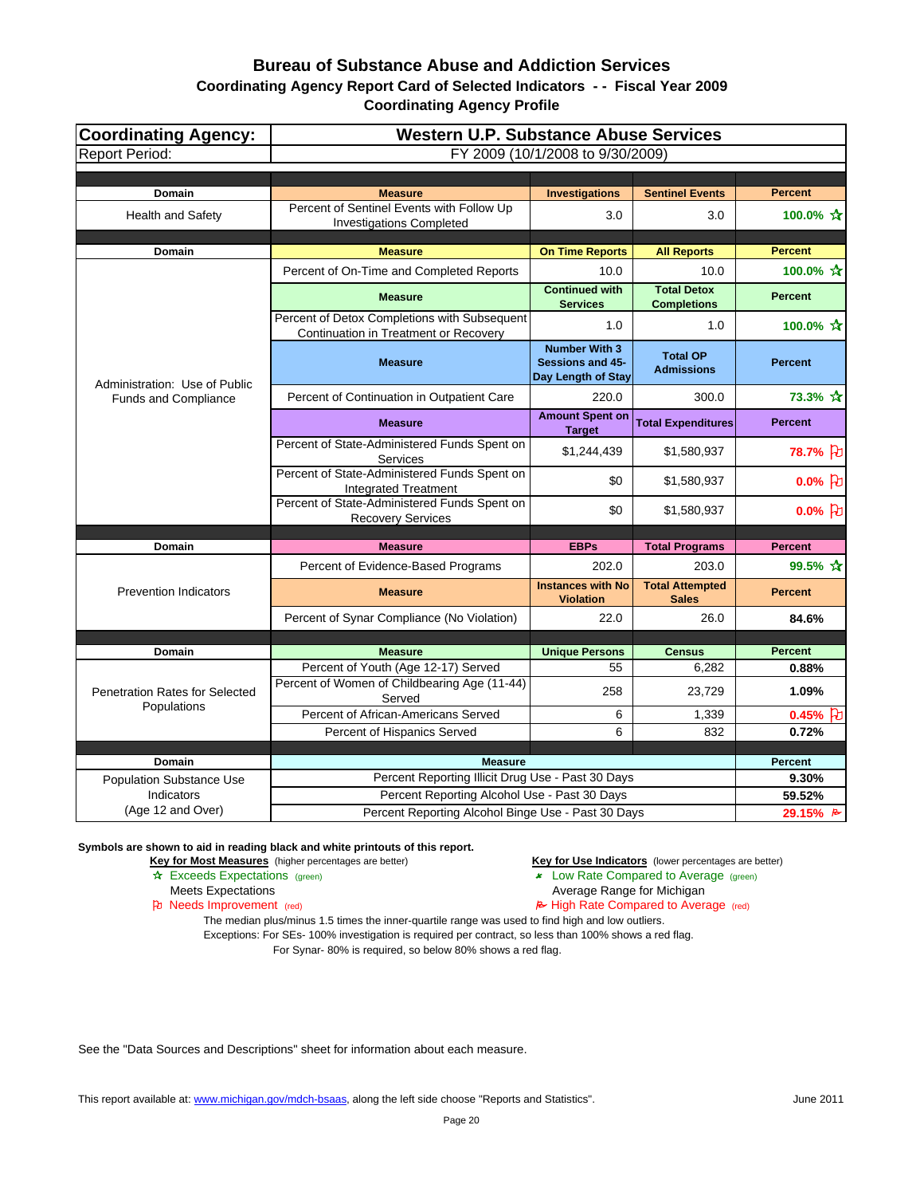# Bureau of Substance Abuse and Addiction Services

## Coordinating Agency Report Card of Selected Indicators - - Fiscal Year 2009

## Coordinating Agency Profile

| Coordinating Agency: | Western U.P. Substance Abuse Services | | | |
|---|---|---|---|---|
| Report Period: | FY 2009 (10/1/2008 to 9/30/2009) | | | |

| Domain | Measure | Investigations | Sentinel Events | Percent |
|---|---|---|---|---|
| Health and Safety | Percent of Sentinel Events with Follow Up Investigations Completed | 3.0 | 3.0 | 100.0% ☆ |

| Domain | Measure | | | Percent |
|---|---|---|---|---|
| Administration: Use of Public Funds and Compliance | **Measure** | **On Time Reports** | **All Reports** | **Percent** |
| | Percent of On-Time and Completed Reports | 10.0 | 10.0 | 100.0% ☆ |
| | **Measure** | **Continued with Services** | **Total Detox Completions** | **Percent** |
| | Percent of Detox Completions with Subsequent Continuation in Treatment or Recovery | 1.0 | 1.0 | 100.0% ☆ |
| | **Measure** | **Number With 3 Sessions and 45-Day Length of Stay** | **Total OP Admissions** | **Percent** |
| | Percent of Continuation in Outpatient Care | 220.0 | 300.0 | 73.3% ☆ |
| | **Measure** | **Amount Spent on Target** | **Total Expenditures** | **Percent** |
| | Percent of State-Administered Funds Spent on Services | $1,244,439 | $1,580,937 | 78.7% ⚐ |
| | Percent of State-Administered Funds Spent on Integrated Treatment | $0 | $1,580,937 | 0.0% ⚐ |
| | Percent of State-Administered Funds Spent on Recovery Services | $0 | $1,580,937 | 0.0% ⚐ |

| Domain | Measure | | | Percent |
|---|---|---|---|---|
| Prevention Indicators | **Measure** | **EBPs** | **Total Programs** | **Percent** |
| | Percent of Evidence-Based Programs | 202.0 | 203.0 | 99.5% ☆ |
| | **Measure** | **Instances with No Violation** | **Total Attempted Sales** | **Percent** |
| | Percent of Synar Compliance (No Violation) | 22.0 | 26.0 | 84.6% |

| Domain | Measure | Unique Persons | Census | Percent |
|---|---|---|---|---|
| Penetration Rates for Selected Populations | Percent of Youth (Age 12-17) Served | 55 | 6,282 | 0.88% |
| | Percent of Women of Childbearing Age (11-44) Served | 258 | 23,729 | 1.09% |
| | Percent of African-Americans Served | 6 | 1,339 | 0.45% ⚐ |
| | Percent of Hispanics Served | 6 | 832 | 0.72% |

| Domain | Measure | Percent |
|---|---|---|
| Population Substance Use Indicators (Age 12 and Over) | Percent Reporting Illicit Drug Use - Past 30 Days | 9.30% |
| | Percent Reporting Alcohol Use - Past 30 Days | 59.52% |
| | Percent Reporting Alcohol Binge Use - Past 30 Days | 29.15% ⚐ |

**Symbols are shown to aid in reading black and white printouts of this report.**

**Key for Most Measures** (higher percentages are better)
- ☆ Exceeds Expectations (green)
- Meets Expectations
- ⚐ Needs Improvement (red)

**Key for Use Indicators** (lower percentages are better)
- Low Rate Compared to Average (green)
- Average Range for Michigan
- ⚐ High Rate Compared to Average (red)

The median plus/minus 1.5 times the inner-quartile range was used to find high and low outliers.
Exceptions: For SEs- 100% investigation is required per contract, so less than 100% shows a red flag.
For Synar- 80% is required, so below 80% shows a red flag.

See the "Data Sources and Descriptions" sheet for information about each measure.

This report available at: www.michigan.gov/mdch-bsaas, along the left side choose "Reports and Statistics".

June 2011